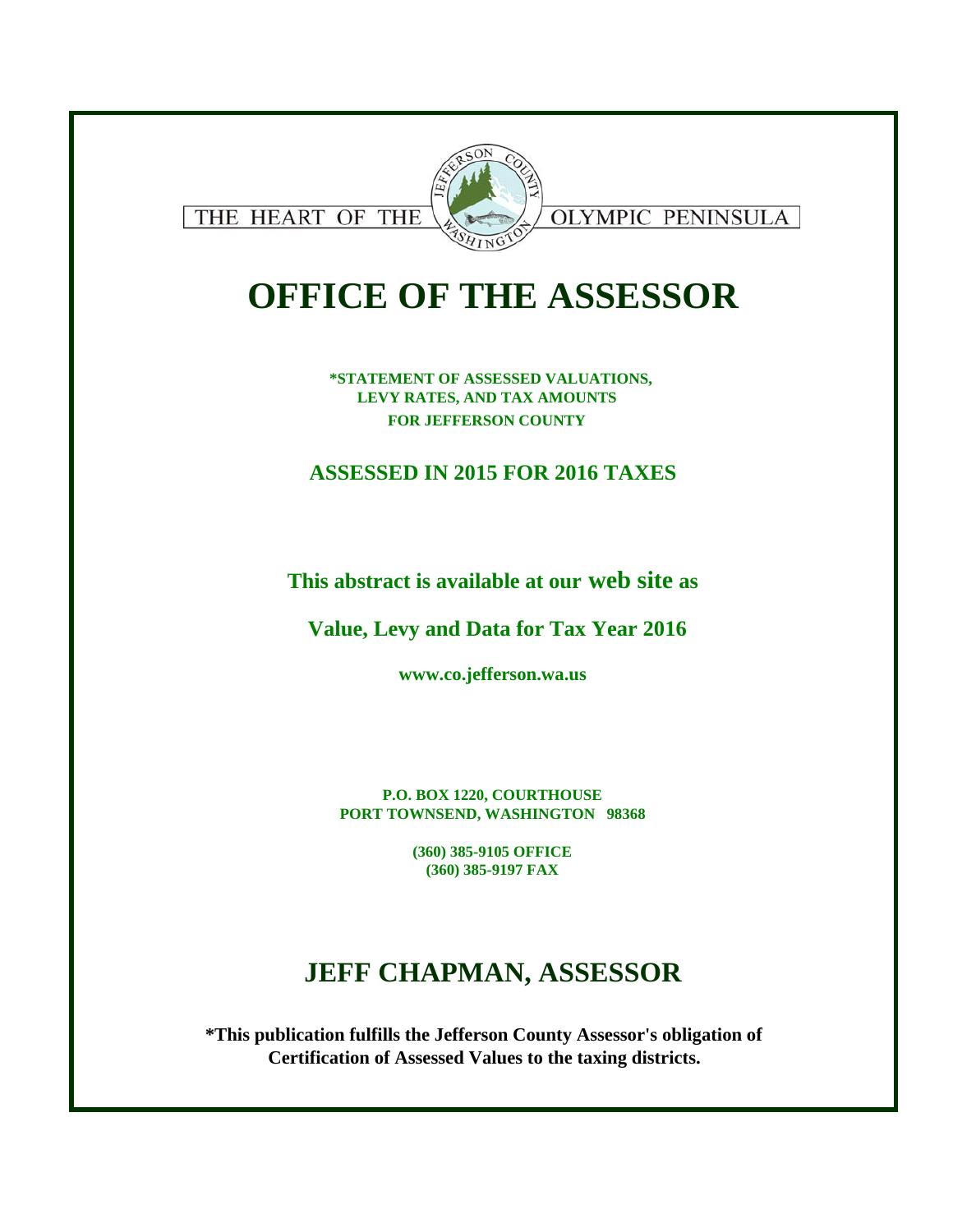THE HEART OF THE OLYMPIC PENINSULA

# OFFICE OF THE ASSESSOR

**\*STATEMENT OF ASSESSED VALUATIONS, LEVY RATES, AND TAX AMOUNTS FOR JEFFERSON COUNTY**

## ASSESSED IN 2015 FOR 2016 TAXES

**This abstract is available at our web site as**

**Value, Levy and Data for Tax Year 2016**

**www.co.jefferson.wa.us**

**P.O. BOX 1220, COURTHOUSE**
**PORT TOWNSEND, WASHINGTON 98368**

**(360) 385-9105 OFFICE**
**(360) 385-9197 FAX**

## JEFF CHAPMAN, ASSESSOR

**\*This publication fulfills the Jefferson County Assessor's obligation of Certification of Assessed Values to the taxing districts.**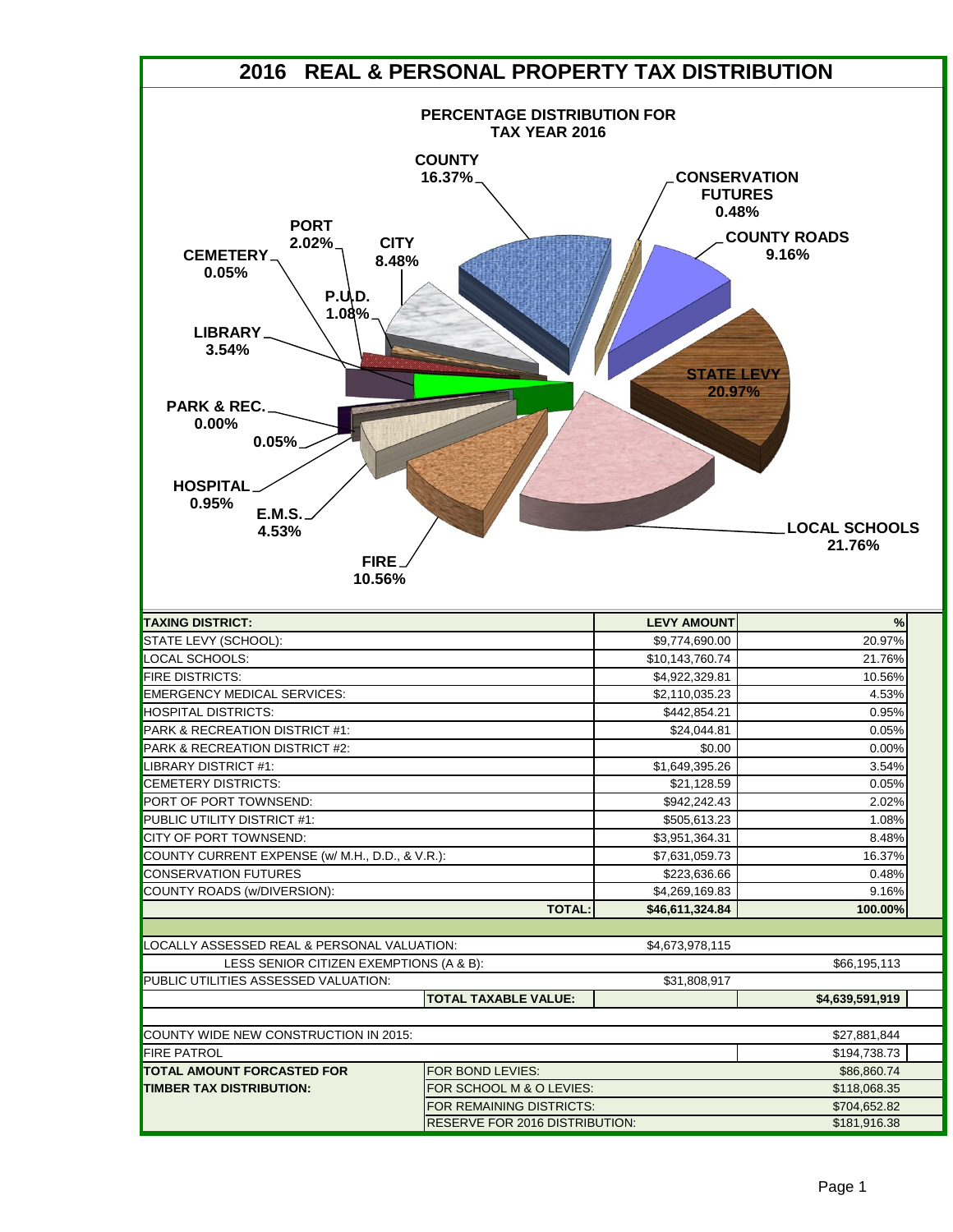# 2016 REAL & PERSONAL PROPERTY TAX DISTRIBUTION

**PERCENTAGE DISTRIBUTION FOR TAX YEAR 2016**

| TAXING DISTRICT: | LEVY AMOUNT | % |
|---|---|---|
| STATE LEVY (SCHOOL): | $9,774,690.00 | 20.97% |
| LOCAL SCHOOLS: | $10,143,760.74 | 21.76% |
| FIRE DISTRICTS: | $4,922,329.81 | 10.56% |
| EMERGENCY MEDICAL SERVICES: | $2,110,035.23 | 4.53% |
| HOSPITAL DISTRICTS: | $442,854.21 | 0.95% |
| PARK & RECREATION DISTRICT #1: | $24,044.81 | 0.05% |
| PARK & RECREATION DISTRICT #2: | $0.00 | 0.00% |
| LIBRARY DISTRICT #1: | $1,649,395.26 | 3.54% |
| CEMETERY DISTRICTS: | $21,128.59 | 0.05% |
| PORT OF PORT TOWNSEND: | $942,242.43 | 2.02% |
| PUBLIC UTILITY DISTRICT #1: | $505,613.23 | 1.08% |
| CITY OF PORT TOWNSEND: | $3,951,364.31 | 8.48% |
| COUNTY CURRENT EXPENSE (w/ M.H., D.D., & V.R.): | $7,631,059.73 | 16.37% |
| CONSERVATION FUTURES | $223,636.66 | 0.48% |
| COUNTY ROADS (w/DIVERSION): | $4,269,169.83 | 9.16% |
| **TOTAL:** | **$46,611,324.84** | **100.00%** |

| | | | |
|---|---|---|---|
| LOCALLY ASSESSED REAL & PERSONAL VALUATION: | | $4,673,978,115 | |
| LESS SENIOR CITIZEN EXEMPTIONS (A & B): | | | $66,195,113 |
| PUBLIC UTILITIES ASSESSED VALUATION: | | $31,808,917 | |
| | **TOTAL TAXABLE VALUE:** | | **$4,639,591,919** |

| | | |
|---|---|---|
| COUNTY WIDE NEW CONSTRUCTION IN 2015: | | $27,881,844 |
| FIRE PATROL | | $194,738.73 |
| **TOTAL AMOUNT FORCASTED FOR TIMBER TAX DISTRIBUTION:** | FOR BOND LEVIES: | $86,860.74 |
| | FOR SCHOOL M & O LEVIES: | $118,068.35 |
| | FOR REMAINING DISTRICTS: | $704,652.82 |
| | RESERVE FOR 2016 DISTRIBUTION: | $181,916.38 |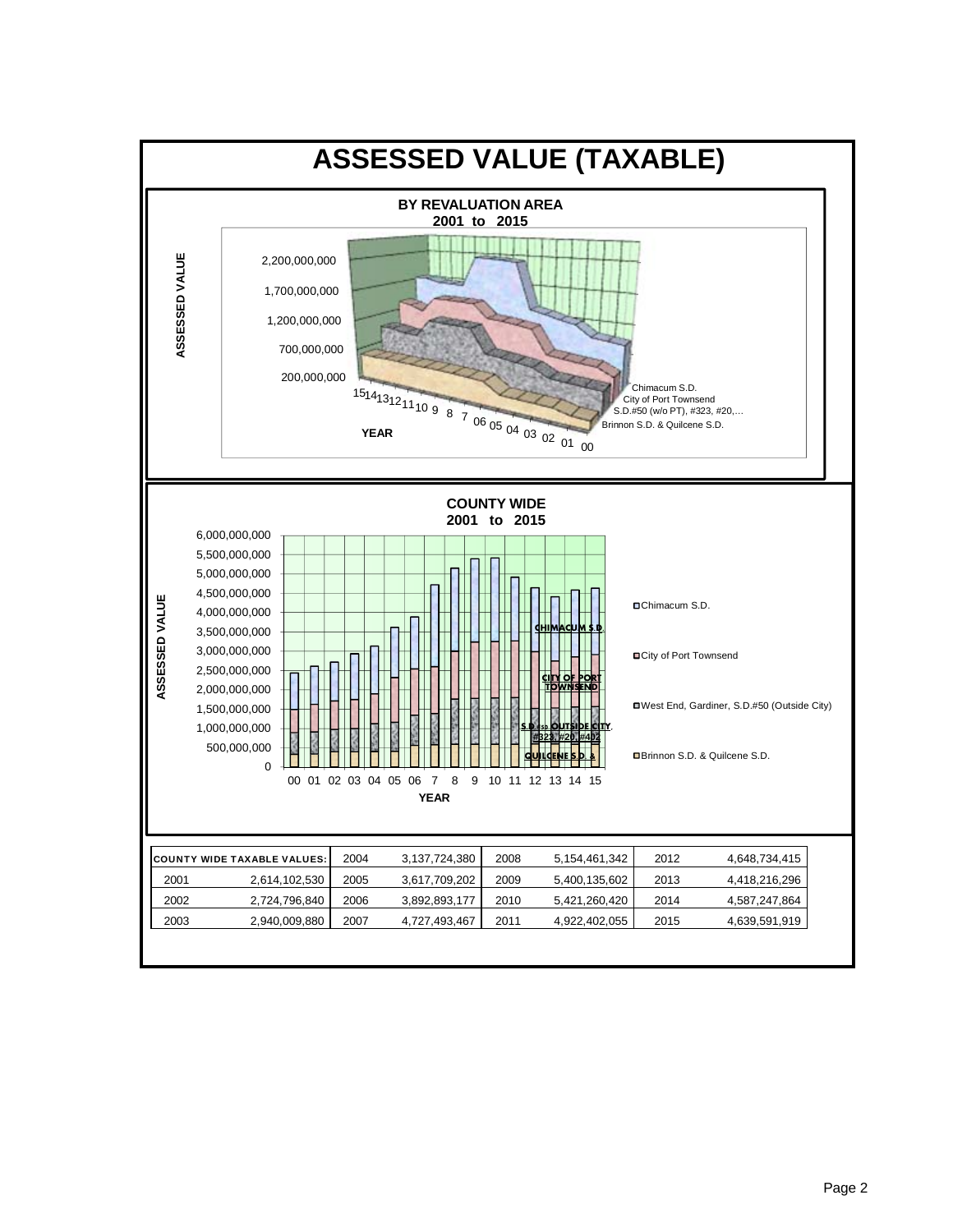# ASSESSED VALUE (TAXABLE)

**BY REVALUATION AREA**
**2001 to 2015**

**COUNTY WIDE**
**2001 to 2015**

| COUNTY WIDE TAXABLE VALUES: | | | | | | | |
|---|---|---|---|---|---|---|---|
| | | 2004 | 3,137,724,380 | 2008 | 5,154,461,342 | 2012 | 4,648,734,415 |
| 2001 | 2,614,102,530 | 2005 | 3,617,709,202 | 2009 | 5,400,135,602 | 2013 | 4,418,216,296 |
| 2002 | 2,724,796,840 | 2006 | 3,892,893,177 | 2010 | 5,421,260,420 | 2014 | 4,587,247,864 |
| 2003 | 2,940,009,880 | 2007 | 4,727,493,467 | 2011 | 4,922,402,055 | 2015 | 4,639,591,919 |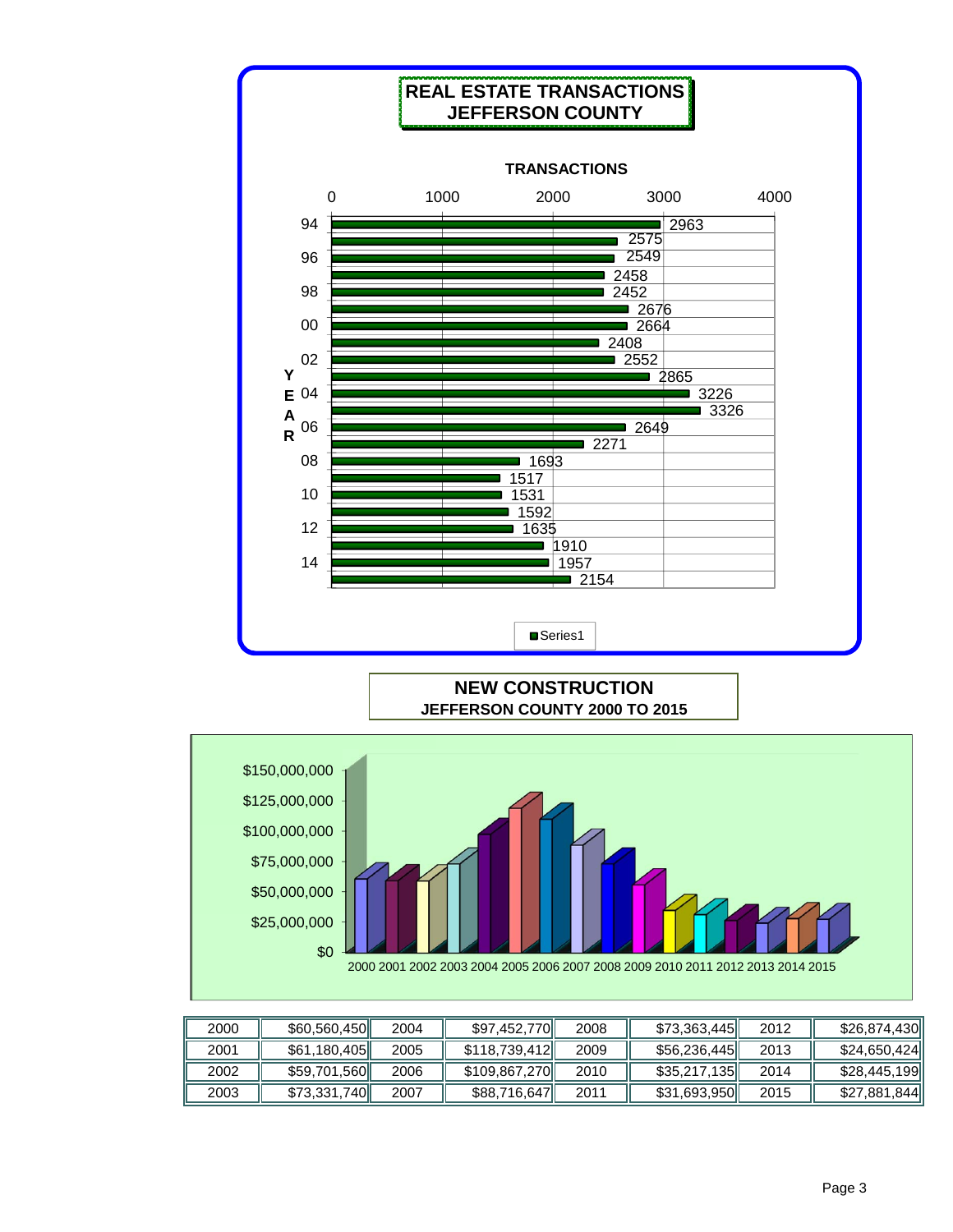## REAL ESTATE TRANSACTIONS JEFFERSON COUNTY

TRANSACTIONS

| YEAR | Transactions |
|---|---|
| 94 | 2963 |
| 95 | 2575 |
| 96 | 2549 |
| 97 | 2458 |
| 98 | 2452 |
| 99 | 2676 |
| 00 | 2664 |
| 01 | 2408 |
| 02 | 2552 |
| 03 | 2865 |
| 04 | 3226 |
| 05 | 3326 |
| 06 | 2649 |
| 07 | 2271 |
| 08 | 1693 |
| 09 | 1517 |
| 10 | 1531 |
| 11 | 1592 |
| 12 | 1635 |
| 13 | 1910 |
| 14 | 1957 |
| 15 | 2154 |

Series1

## NEW CONSTRUCTION
### JEFFERSON COUNTY 2000 TO 2015

| Year | Amount | Year | Amount | Year | Amount | Year | Amount |
|---|---|---|---|---|---|---|---|
| 2000 | $60,560,450 | 2004 | $97,452,770 | 2008 | $73,363,445 | 2012 | $26,874,430 |
| 2001 | $61,180,405 | 2005 | $118,739,412 | 2009 | $56,236,445 | 2013 | $24,650,424 |
| 2002 | $59,701,560 | 2006 | $109,867,270 | 2010 | $35,217,135 | 2014 | $28,445,199 |
| 2003 | $73,331,740 | 2007 | $88,716,647 | 2011 | $31,693,950 | 2015 | $27,881,844 |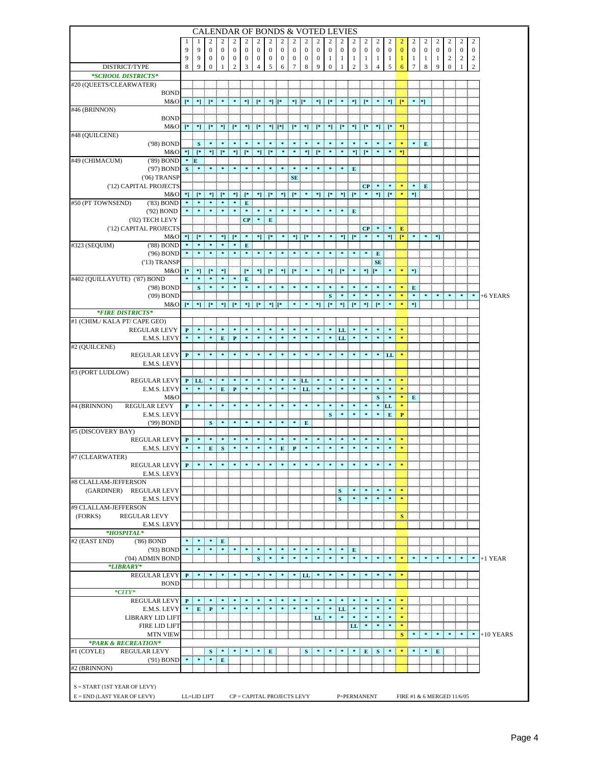# CALENDAR OF BONDS & VOTED LEVIES

| DISTRICT/TYPE | 1998 | 1999 | 2000 | 2001 | 2002 | 2003 | 2004 | 2005 | 2006 | 2007 | 2008 | 2009 | 2010 | 2011 | 2012 | 2013 | 2014 | 2015 | 2016 | 2017 | 2018 | 2019 | 2020 | 2021 | 2022 | |
|---|---|---|---|---|---|---|---|---|---|---|---|---|---|---|---|---|---|---|---|---|---|---|---|---|---|---|
| ***SCHOOL DISTRICTS*** | | | | | | | | | | | | | | | | | | | | | | | | | | |
| #20 (QUEETS/CLEARWATER) | | | | | | | | | | | | | | | | | | | | | | | | | | |
| BOND | | | | | | | | | | | | | | | | | | | | | | | | | | |
| M&O | [* | *] | [* | * | * | *] | [* | *] [* | * | *] | [* | * | *] | [* | *] | [* | * | *] | [* | * | *] | | | | | |
| #46 (BRINNON) | | | | | | | | | | | | | | | | | | | | | | | | | | |
| BOND | | | | | | | | | | | | | | | | | | | | | | | | | | |
| M&O | [* | *] | [* | *] | [* | *] | [* | *] | [*] | [* | *] | [* | *] | [* | *] | [* | *] | [* | *] | | | | | | | |
| #48 (QUILCENE) | | | | | | | | | | | | | | | | | | | | | | | | | | |
| ('98) BOND | | S | * | * | * | * | * | * | * | * | * | * | * | * | * | * | * | * | * | * | E | | | | | |
| M&O | *] | [* | *] | [* | *] | [* | *] | [* | * | * | *] | [* | * | *] | [* | * | * | * | *] | | | | | | | |
| #49 (CHIMACUM) ('89) BOND | * | E | | | | | | | | | | | | | | | | | | | | | | | | |
| ('97) BOND | S | * | * | * | * | * | * | * | * | * | * | * | * | * | E | | | | | | | | | | | |
| ('06) TRANSP | | | | | | | | | | SE | | | | | | | | | | | | | | | | |
| ('12) CAPITAL PROJECTS | | | | | | | | | | | | | | | | CP | * | * | * | * | E | | | | | |
| M&O | *] | [* | *] | [* | *] | [* | *] | [* | *] | [* | * | *] | [* | *] | [* | * | *] | [* | * | *] | | | | | | |
| #50 (PT TOWNSEND) ('83) BOND | * | * | * | * | * | E | | | | | | | | | | | | | | | | | | | | |
| ('92) BOND | * | * | * | * | * | * | * | * | * | * | * | * | * | * | E | | | | | | | | | | | |
| ('02) TECH LEVY | | | | | | CP | * | E | | | | | | | | | | | | | | | | | | |
| ('12) CAPITAL PROJECTS | | | | | | | | | | | | | | | | CP | * | * | E | | | | | | | |
| M&O | *] | [* | * | *] | [* | * | *] | [* | * | *] | [* | * | * | *] | [* | * | * | *] | [* | * | * | *] | | | | |
| #323 (SEQUIM) ('88) BOND | * | * | * | * | * | E | | | | | | | | | | | | | | | | | | | | |
| ('96) BOND | * | * | * | * | * | * | * | * | * | * | * | * | * | * | * | * | E | | | | | | | | | |
| ('13) TRANSP | | | | | | | | | | | | | | | | | SE | | | | | | | | | |
| M&O | [* | *] | [* | *] | | [* | *] | [* | *] | [* | * | * | *] | [* | * | *] [* | * | * | *) | | | | | | | |
| #402 (QUILLAYUTE) ('87) BOND | * | * | * | * | * | E | | | | | | | | | | | | | | | | | | | | |
| ('98) BOND | | S | * | * | * | * | * | * | * | * | * | * | * | * | * | * | * | * | * | E | | | | | | |
| ('09) BOND | | | | | | | | | | | | | S | * | * | * | * | * | * | * | * | * | * | * | * | +6 YEARS |
| M&O | [* | *] | [* | *] | [* | *] | [* | *] [* | * | * | *] | [* | *] | [* | *] | [* | * | * | * | *] | | | | | | |
| ***FIRE DISTRICTS*** | | | | | | | | | | | | | | | | | | | | | | | | | | |
| #1 (CHIM./ KALA PT/ CAPE GEO) | | | | | | | | | | | | | | | | | | | | | | | | | | |
| REGULAR LEVY | P | * | * | * | * | * | * | * | * | * | * | * | * | LL | * | * | * | * | * | | | | | | | |
| E.M.S. LEVY | * | * | * | E | P | * | * | * | * | * | * | * | * | LL | * | * | * | * | * | | | | | | | |
| #2 (QUILCENE) | | | | | | | | | | | | | | | | | | | | | | | | | | |
| REGULAR LEVY | P | * | * | * | * | * | * | * | * | * | * | * | * | * | * | * | * | LL | * | | | | | | | |
| E.M.S. LEVY | | | | | | | | | | | | | | | | | | | | | | | | | | |
| #3 (PORT LUDLOW) | | | | | | | | | | | | | | | | | | | | | | | | | | |
| REGULAR LEVY | P | LL | * | * | * | * | * | * | * | * | LL | * | * | * | * | * | * | * | * | | | | | | | |
| E.M.S. LEVY | * | * | * | E | P | * | * | * | * | * | LL | * | * | * | * | * | * | * | * | | | | | | | |
| M&O | | | | | | | | | | | | | | | | | S | * | * | E | | | | | | |
| #4 (BRINNON) REGULAR LEVY | P | * | * | * | * | * | * | * | * | * | * | * | * | * | * | * | * | LL | * | | | | | | | |
| E.M.S. LEVY | | | | | | | | | | | | | S | * | * | * | * | E | P | | | | | | | |
| ('99) BOND | | | S | * | * | * | * | * | * | * | E | | | | | | | | | | | | | | | |
| #5 (DISCOVERY BAY) | | | | | | | | | | | | | | | | | | | | | | | | | | |
| REGULAR LEVY | P | * | * | * | * | * | * | * | * | * | * | * | * | * | * | * | * | * | * | | | | | | | |
| E.M.S. LEVY | * | * | E | S | * | * | * | * | * | E | P | * | * | * | * | * | * | * | * | | | | | | | |
| #7 (CLEARWATER) | | | | | | | | | | | | | | | | | | | | | | | | | | |
| REGULAR LEVY | P | * | * | * | * | * | * | * | * | * | * | * | * | * | * | * | * | * | * | | | | | | | |
| E.M.S. LEVY | | | | | | | | | | | | | | | | | | | | | | | | | | |
| #8 CLALLAM-JEFFERSON | | | | | | | | | | | | | | | | | | | | | | | | | | |
| (GARDINER) REGULAR LEVY | | | | | | | | | | | | | | S | * | * | * | * | * | | | | | | | |
| E.M.S. LEVY | | | | | | | | | | | | | | S | * | * | * | * | * | | | | | | | |
| #9 CLALLAM-JEFFERSON | | | | | | | | | | | | | | | | | | | | | | | | | | |
| (FORKS) REGULAR LEVY | | | | | | | | | | | | | | | | | | | S | | | | | | | |
| E.M.S. LEVY | | | | | | | | | | | | | | | | | | | | | | | | | | |
| ***HOSPITAL*** | | | | | | | | | | | | | | | | | | | | | | | | | | |
| #2 (EAST END) ('86) BOND | * | * | * | E | | | | | | | | | | | | | | | | | | | | | | |
| ('93) BOND | * | * | * | * | * | * | * | * | * | * | * | * | * | * | E | | | | | | | | | | | |
| ('04) ADMIN BOND | | | | | | | | S | * | * | * | * | * | * | * | * | * | * | * | * | * | * | * | * | * | +1 YEAR |
| ***LIBRARY*** | | | | | | | | | | | | | | | | | | | | | | | | | | |
| REGULAR LEVY | P | * | * | * | * | * | * | * | * | * | LL | * | * | * | * | * | * | * | * | | | | | | | |
| BOND | | | | | | | | | | | | | | | | | | | | | | | | | | |
| ***CITY*** | | | | | | | | | | | | | | | | | | | | | | | | | | |
| REGULAR LEVY | P | * | * | * | * | * | * | * | * | * | * | * | * | * | * | * | * | * | * | | | | | | | |
| E.M.S. LEVY | * | E | P | * | * | * | * | * | * | * | * | * | * | LL | * | * | * | * | * | | | | | | | |
| LIBRARY LID LIFT | | | | | | | | | | | LL | * | * | * | * | * | * | * | * | | | | | | | |
| FIRE LID LIFT | | | | | | | | | | | | | | | LL | * | * | * | * | | | | | | | |
| MTN VIEW | | | | | | | | | | | | | | | | | | | S | * | * | * | * | * | * | +10 YEARS |
| ***PARK & RECREATION*** | | | | | | | | | | | | | | | | | | | | | | | | | | |
| #1 (COYLE) REGULAR LEVY | | | S | * | * | * | * | E | | | S | * | * | * | * | E | S | * | * | * | * | E | | | | |
| ('91) BOND | * | * | * | E | | | | | | | | | | | | | | | | | | | | | | |
| #2 (BRINNON) | | | | | | | | | | | | | | | | | | | | | | | | | | |

S = START (1ST YEAR OF LEVY)

E = END (LAST YEAR OF LEVY) LL=LID LIFT CP = CAPITAL PROJECTS LEVY P=PERMANENT FIRE #1 & 6 MERGED 11/6/05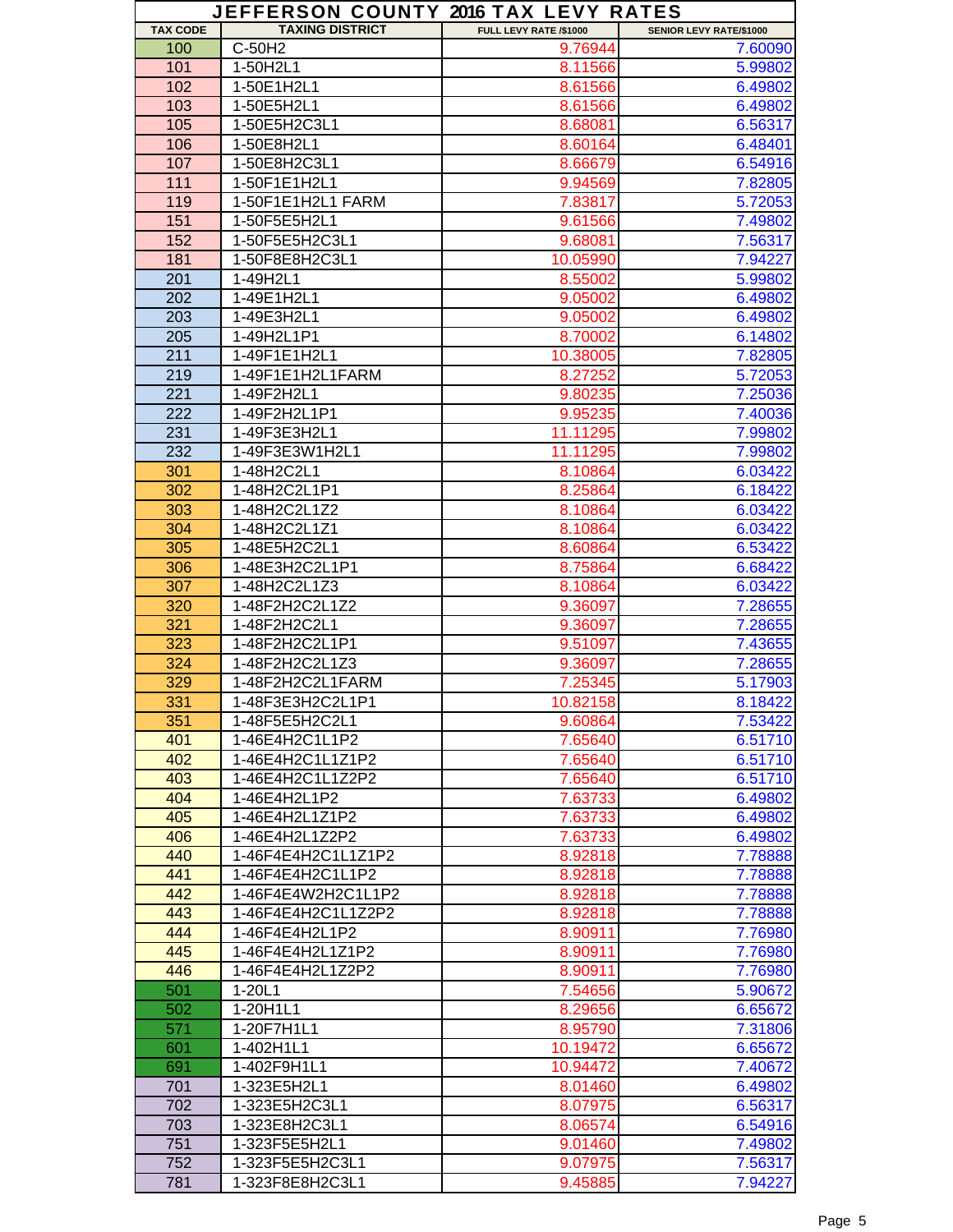# JEFFERSON COUNTY 2016 TAX LEVY RATES

| TAX CODE | TAXING DISTRICT | FULL LEVY RATE /$1000 | SENIOR LEVY RATE/$1000 |
|---|---|---|---|
| 100 | C-50H2 | 9.76944 | 7.60090 |
| 101 | 1-50H2L1 | 8.11566 | 5.99802 |
| 102 | 1-50E1H2L1 | 8.61566 | 6.49802 |
| 103 | 1-50E5H2L1 | 8.61566 | 6.49802 |
| 105 | 1-50E5H2C3L1 | 8.68081 | 6.56317 |
| 106 | 1-50E8H2L1 | 8.60164 | 6.48401 |
| 107 | 1-50E8H2C3L1 | 8.66679 | 6.54916 |
| 111 | 1-50F1E1H2L1 | 9.94569 | 7.82805 |
| 119 | 1-50F1E1H2L1 FARM | 7.83817 | 5.72053 |
| 151 | 1-50F5E5H2L1 | 9.61566 | 7.49802 |
| 152 | 1-50F5E5H2C3L1 | 9.68081 | 7.56317 |
| 181 | 1-50F8E8H2C3L1 | 10.05990 | 7.94227 |
| 201 | 1-49H2L1 | 8.55002 | 5.99802 |
| 202 | 1-49E1H2L1 | 9.05002 | 6.49802 |
| 203 | 1-49E3H2L1 | 9.05002 | 6.49802 |
| 205 | 1-49H2L1P1 | 8.70002 | 6.14802 |
| 211 | 1-49F1E1H2L1 | 10.38005 | 7.82805 |
| 219 | 1-49F1E1H2L1FARM | 8.27252 | 5.72053 |
| 221 | 1-49F2H2L1 | 9.80235 | 7.25036 |
| 222 | 1-49F2H2L1P1 | 9.95235 | 7.40036 |
| 231 | 1-49F3E3H2L1 | 11.11295 | 7.99802 |
| 232 | 1-49F3E3W1H2L1 | 11.11295 | 7.99802 |
| 301 | 1-48H2C2L1 | 8.10864 | 6.03422 |
| 302 | 1-48H2C2L1P1 | 8.25864 | 6.18422 |
| 303 | 1-48H2C2L1Z2 | 8.10864 | 6.03422 |
| 304 | 1-48H2C2L1Z1 | 8.10864 | 6.03422 |
| 305 | 1-48E5H2C2L1 | 8.60864 | 6.53422 |
| 306 | 1-48E3H2C2L1P1 | 8.75864 | 6.68422 |
| 307 | 1-48H2C2L1Z3 | 8.10864 | 6.03422 |
| 320 | 1-48F2H2C2L1Z2 | 9.36097 | 7.28655 |
| 321 | 1-48F2H2C2L1 | 9.36097 | 7.28655 |
| 323 | 1-48F2H2C2L1P1 | 9.51097 | 7.43655 |
| 324 | 1-48F2H2C2L1Z3 | 9.36097 | 7.28655 |
| 329 | 1-48F2H2C2L1FARM | 7.25345 | 5.17903 |
| 331 | 1-48F3E3H2C2L1P1 | 10.82158 | 8.18422 |
| 351 | 1-48F5E5H2C2L1 | 9.60864 | 7.53422 |
| 401 | 1-46E4H2C1L1P2 | 7.65640 | 6.51710 |
| 402 | 1-46E4H2C1L1Z1P2 | 7.65640 | 6.51710 |
| 403 | 1-46E4H2C1L1Z2P2 | 7.65640 | 6.51710 |
| 404 | 1-46E4H2L1P2 | 7.63733 | 6.49802 |
| 405 | 1-46E4H2L1Z1P2 | 7.63733 | 6.49802 |
| 406 | 1-46E4H2L1Z2P2 | 7.63733 | 6.49802 |
| 440 | 1-46F4E4H2C1L1Z1P2 | 8.92818 | 7.78888 |
| 441 | 1-46F4E4H2C1L1P2 | 8.92818 | 7.78888 |
| 442 | 1-46F4E4W2H2C1L1P2 | 8.92818 | 7.78888 |
| 443 | 1-46F4E4H2C1L1Z2P2 | 8.92818 | 7.78888 |
| 444 | 1-46F4E4H2L1P2 | 8.90911 | 7.76980 |
| 445 | 1-46F4E4H2L1Z1P2 | 8.90911 | 7.76980 |
| 446 | 1-46F4E4H2L1Z2P2 | 8.90911 | 7.76980 |
| 501 | 1-20L1 | 7.54656 | 5.90672 |
| 502 | 1-20H1L1 | 8.29656 | 6.65672 |
| 571 | 1-20F7H1L1 | 8.95790 | 7.31806 |
| 601 | 1-402H1L1 | 10.19472 | 6.65672 |
| 691 | 1-402F9H1L1 | 10.94472 | 7.40672 |
| 701 | 1-323E5H2L1 | 8.01460 | 6.49802 |
| 702 | 1-323E5H2C3L1 | 8.07975 | 6.56317 |
| 703 | 1-323E8H2C3L1 | 8.06574 | 6.54916 |
| 751 | 1-323F5E5H2L1 | 9.01460 | 7.49802 |
| 752 | 1-323F5E5H2C3L1 | 9.07975 | 7.56317 |
| 781 | 1-323F8E8H2C3L1 | 9.45885 | 7.94227 |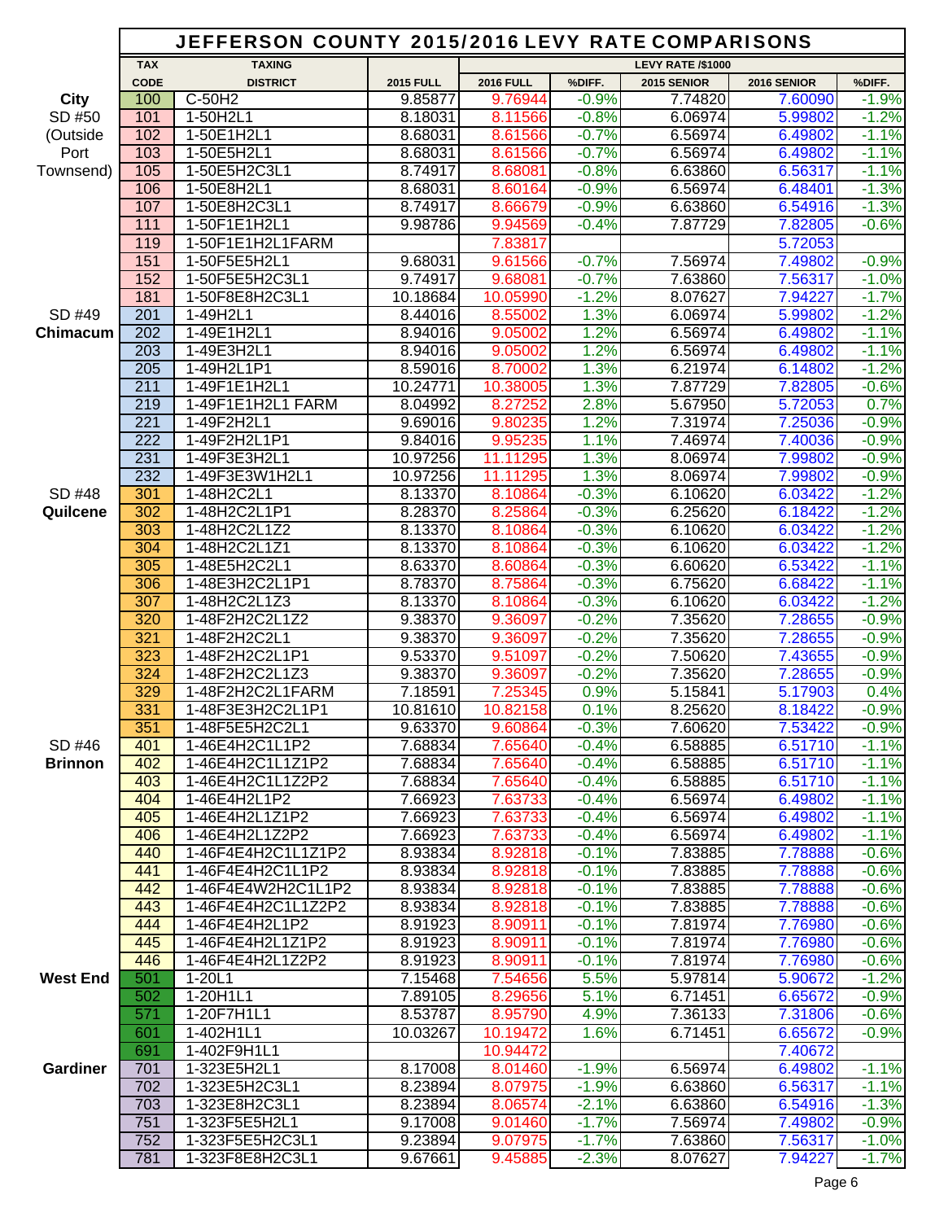# JEFFERSON COUNTY 2015/2016 LEVY RATE COMPARISONS

| | TAX CODE | TAXING DISTRICT | 2015 FULL | 2016 FULL | %DIFF. | 2015 SENIOR | 2016 SENIOR | %DIFF. |
|---|---|---|---|---|---|---|---|---|
| | | | | LEVY RATE /$1000 | | | | |
| City | 100 | C-50H2 | 9.85877 | 9.76944 | -0.9% | 7.74820 | 7.60090 | -1.9% |
| SD #50 | 101 | 1-50H2L1 | 8.18031 | 8.11566 | -0.8% | 6.06974 | 5.99802 | -1.2% |
| (Outside | 102 | 1-50E1H2L1 | 8.68031 | 8.61566 | -0.7% | 6.56974 | 6.49802 | -1.1% |
| Port | 103 | 1-50E5H2L1 | 8.68031 | 8.61566 | -0.7% | 6.56974 | 6.49802 | -1.1% |
| Townsend) | 105 | 1-50E5H2C3L1 | 8.74917 | 8.68081 | -0.8% | 6.63860 | 6.56317 | -1.1% |
| | 106 | 1-50E8H2L1 | 8.68031 | 8.60164 | -0.9% | 6.56974 | 6.48401 | -1.3% |
| | 107 | 1-50E8H2C3L1 | 8.74917 | 8.66679 | -0.9% | 6.63860 | 6.54916 | -1.3% |
| | 111 | 1-50F1E1H2L1 | 9.98786 | 9.94569 | -0.4% | 7.87729 | 7.82805 | -0.6% |
| | 119 | 1-50F1E1H2L1FARM | | 7.83817 | | | 5.72053 | |
| | 151 | 1-50F5E5H2L1 | 9.68031 | 9.61566 | -0.7% | 7.56974 | 7.49802 | -0.9% |
| | 152 | 1-50F5E5H2C3L1 | 9.74917 | 9.68081 | -0.7% | 7.63860 | 7.56317 | -1.0% |
| | 181 | 1-50F8E8H2C3L1 | 10.18684 | 10.05990 | -1.2% | 8.07627 | 7.94227 | -1.7% |
| SD #49 | 201 | 1-49H2L1 | 8.44016 | 8.55002 | 1.3% | 6.06974 | 5.99802 | -1.2% |
| Chimacum | 202 | 1-49E1H2L1 | 8.94016 | 9.05002 | 1.2% | 6.56974 | 6.49802 | -1.1% |
| | 203 | 1-49E3H2L1 | 8.94016 | 9.05002 | 1.2% | 6.56974 | 6.49802 | -1.1% |
| | 205 | 1-49H2L1P1 | 8.59016 | 8.70002 | 1.3% | 6.21974 | 6.14802 | -1.2% |
| | 211 | 1-49F1E1H2L1 | 10.24771 | 10.38005 | 1.3% | 7.87729 | 7.82805 | -0.6% |
| | 219 | 1-49F1E1H2L1 FARM | 8.04992 | 8.27252 | 2.8% | 5.67950 | 5.72053 | 0.7% |
| | 221 | 1-49F2H2L1 | 9.69016 | 9.80235 | 1.2% | 7.31974 | 7.25036 | -0.9% |
| | 222 | 1-49F2H2L1P1 | 9.84016 | 9.95235 | 1.1% | 7.46974 | 7.40036 | -0.9% |
| | 231 | 1-49F3E3H2L1 | 10.97256 | 11.11295 | 1.3% | 8.06974 | 7.99802 | -0.9% |
| | 232 | 1-49F3E3W1H2L1 | 10.97256 | 11.11295 | 1.3% | 8.06974 | 7.99802 | -0.9% |
| SD #48 | 301 | 1-48H2C2L1 | 8.13370 | 8.10864 | -0.3% | 6.10620 | 6.03422 | -1.2% |
| Quilcene | 302 | 1-48H2C2L1P1 | 8.28370 | 8.25864 | -0.3% | 6.25620 | 6.18422 | -1.2% |
| | 303 | 1-48H2C2L1Z2 | 8.13370 | 8.10864 | -0.3% | 6.10620 | 6.03422 | -1.2% |
| | 304 | 1-48H2C2L1Z1 | 8.13370 | 8.10864 | -0.3% | 6.10620 | 6.03422 | -1.2% |
| | 305 | 1-48E5H2C2L1 | 8.63370 | 8.60864 | -0.3% | 6.60620 | 6.53422 | -1.1% |
| | 306 | 1-48E3H2C2L1P1 | 8.78370 | 8.75864 | -0.3% | 6.75620 | 6.68422 | -1.1% |
| | 307 | 1-48H2C2L1Z3 | 8.13370 | 8.10864 | -0.3% | 6.10620 | 6.03422 | -1.2% |
| | 320 | 1-48F2H2C2L1Z2 | 9.38370 | 9.36097 | -0.2% | 7.35620 | 7.28655 | -0.9% |
| | 321 | 1-48F2H2C2L1 | 9.38370 | 9.36097 | -0.2% | 7.35620 | 7.28655 | -0.9% |
| | 323 | 1-48F2H2C2L1P1 | 9.53370 | 9.51097 | -0.2% | 7.50620 | 7.43655 | -0.9% |
| | 324 | 1-48F2H2C2L1Z3 | 9.38370 | 9.36097 | -0.2% | 7.35620 | 7.28655 | -0.9% |
| | 329 | 1-48F2H2C2L1FARM | 7.18591 | 7.25345 | 0.9% | 5.15841 | 5.17903 | 0.4% |
| | 331 | 1-48F3E3H2C2L1P1 | 10.81610 | 10.82158 | 0.1% | 8.25620 | 8.18422 | -0.9% |
| | 351 | 1-48F5E5H2C2L1 | 9.63370 | 9.60864 | -0.3% | 7.60620 | 7.53422 | -0.9% |
| SD #46 | 401 | 1-46E4H2C1L1P2 | 7.68834 | 7.65640 | -0.4% | 6.58885 | 6.51710 | -1.1% |
| Brinnon | 402 | 1-46E4H2C1L1Z1P2 | 7.68834 | 7.65640 | -0.4% | 6.58885 | 6.51710 | -1.1% |
| | 403 | 1-46E4H2C1L1Z2P2 | 7.68834 | 7.65640 | -0.4% | 6.58885 | 6.51710 | -1.1% |
| | 404 | 1-46E4H2L1P2 | 7.66923 | 7.63733 | -0.4% | 6.56974 | 6.49802 | -1.1% |
| | 405 | 1-46E4H2L1Z1P2 | 7.66923 | 7.63733 | -0.4% | 6.56974 | 6.49802 | -1.1% |
| | 406 | 1-46E4H2L1Z2P2 | 7.66923 | 7.63733 | -0.4% | 6.56974 | 6.49802 | -1.1% |
| | 440 | 1-46F4E4H2C1L1Z1P2 | 8.93834 | 8.92818 | -0.1% | 7.83885 | 7.78888 | -0.6% |
| | 441 | 1-46F4E4H2C1L1P2 | 8.93834 | 8.92818 | -0.1% | 7.83885 | 7.78888 | -0.6% |
| | 442 | 1-46F4E4W2H2C1L1P2 | 8.93834 | 8.92818 | -0.1% | 7.83885 | 7.78888 | -0.6% |
| | 443 | 1-46F4E4H2C1L1Z2P2 | 8.93834 | 8.92818 | -0.1% | 7.83885 | 7.78888 | -0.6% |
| | 444 | 1-46F4E4H2L1P2 | 8.91923 | 8.90911 | -0.1% | 7.81974 | 7.76980 | -0.6% |
| | 445 | 1-46F4E4H2L1Z1P2 | 8.91923 | 8.90911 | -0.1% | 7.81974 | 7.76980 | -0.6% |
| | 446 | 1-46F4E4H2L1Z2P2 | 8.91923 | 8.90911 | -0.1% | 7.81974 | 7.76980 | -0.6% |
| West End | 501 | 1-20L1 | 7.15468 | 7.54656 | 5.5% | 5.97814 | 5.90672 | -1.2% |
| | 502 | 1-20H1L1 | 7.89105 | 8.29656 | 5.1% | 6.71451 | 6.65672 | -0.9% |
| | 571 | 1-20F7H1L1 | 8.53787 | 8.95790 | 4.9% | 7.36133 | 7.31806 | -0.6% |
| | 601 | 1-402H1L1 | 10.03267 | 10.19472 | 1.6% | 6.71451 | 6.65672 | -0.9% |
| | 691 | 1-402F9H1L1 | | 10.94472 | | | 7.40672 | |
| Gardiner | 701 | 1-323E5H2L1 | 8.17008 | 8.01460 | -1.9% | 6.56974 | 6.49802 | -1.1% |
| | 702 | 1-323E5H2C3L1 | 8.23894 | 8.07975 | -1.9% | 6.63860 | 6.56317 | -1.1% |
| | 703 | 1-323E8H2C3L1 | 8.23894 | 8.06574 | -2.1% | 6.63860 | 6.54916 | -1.3% |
| | 751 | 1-323F5E5H2L1 | 9.17008 | 9.01460 | -1.7% | 7.56974 | 7.49802 | -0.9% |
| | 752 | 1-323F5E5H2C3L1 | 9.23894 | 9.07975 | -1.7% | 7.63860 | 7.56317 | -1.0% |
| | 781 | 1-323F8E8H2C3L1 | 9.67661 | 9.45885 | -2.3% | 8.07627 | 7.94227 | -1.7% |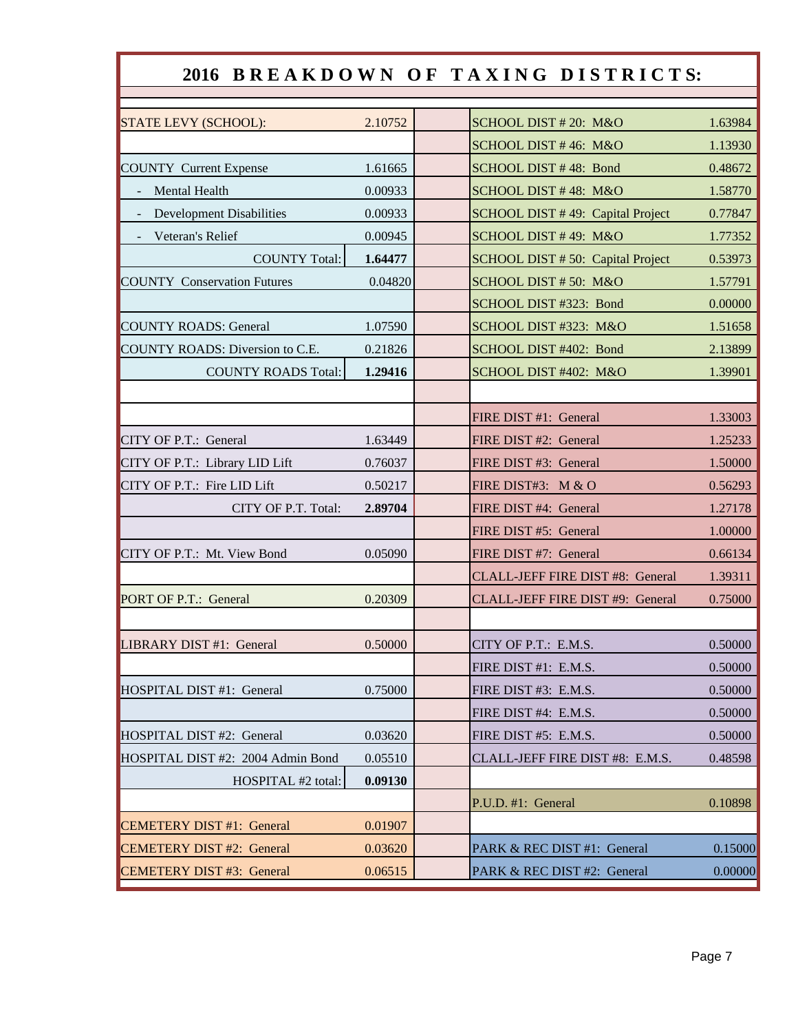## 2016 BREAKDOWN OF TAXING DISTRICTS:

| District | Rate | | District | Rate |
|---|---|---|---|---|
| STATE LEVY (SCHOOL): | 2.10752 | | SCHOOL DIST # 20: M&O | 1.63984 |
| | | | SCHOOL DIST # 46: M&O | 1.13930 |
| COUNTY Current Expense | 1.61665 | | SCHOOL DIST # 48: Bond | 0.48672 |
| - Mental Health | 0.00933 | | SCHOOL DIST # 48: M&O | 1.58770 |
| - Development Disabilities | 0.00933 | | SCHOOL DIST # 49: Capital Project | 0.77847 |
| - Veteran's Relief | 0.00945 | | SCHOOL DIST # 49: M&O | 1.77352 |
| COUNTY Total: | **1.64477** | | SCHOOL DIST # 50: Capital Project | 0.53973 |
| COUNTY Conservation Futures | 0.04820 | | SCHOOL DIST # 50: M&O | 1.57791 |
| | | | SCHOOL DIST #323: Bond | 0.00000 |
| COUNTY ROADS: General | 1.07590 | | SCHOOL DIST #323: M&O | 1.51658 |
| COUNTY ROADS: Diversion to C.E. | 0.21826 | | SCHOOL DIST #402: Bond | 2.13899 |
| COUNTY ROADS Total: | **1.29416** | | SCHOOL DIST #402: M&O | 1.39901 |
| | | | | |
| | | | FIRE DIST #1: General | 1.33003 |
| CITY OF P.T.: General | 1.63449 | | FIRE DIST #2: General | 1.25233 |
| CITY OF P.T.: Library LID Lift | 0.76037 | | FIRE DIST #3: General | 1.50000 |
| CITY OF P.T.: Fire LID Lift | 0.50217 | | FIRE DIST#3: M & O | 0.56293 |
| CITY OF P.T. Total: | **2.89704** | | FIRE DIST #4: General | 1.27178 |
| | | | FIRE DIST #5: General | 1.00000 |
| CITY OF P.T.: Mt. View Bond | 0.05090 | | FIRE DIST #7: General | 0.66134 |
| | | | CLALL-JEFF FIRE DIST #8: General | 1.39311 |
| PORT OF P.T.: General | 0.20309 | | CLALL-JEFF FIRE DIST #9: General | 0.75000 |
| | | | | |
| LIBRARY DIST #1: General | 0.50000 | | CITY OF P.T.: E.M.S. | 0.50000 |
| | | | FIRE DIST #1: E.M.S. | 0.50000 |
| HOSPITAL DIST #1: General | 0.75000 | | FIRE DIST #3: E.M.S. | 0.50000 |
| | | | FIRE DIST #4: E.M.S. | 0.50000 |
| HOSPITAL DIST #2: General | 0.03620 | | FIRE DIST #5: E.M.S. | 0.50000 |
| HOSPITAL DIST #2: 2004 Admin Bond | 0.05510 | | CLALL-JEFF FIRE DIST #8: E.M.S. | 0.48598 |
| HOSPITAL #2 total: | **0.09130** | | | |
| | | | P.U.D. #1: General | 0.10898 |
| CEMETERY DIST #1: General | 0.01907 | | | |
| CEMETERY DIST #2: General | 0.03620 | | PARK & REC DIST #1: General | 0.15000 |
| CEMETERY DIST #3: General | 0.06515 | | PARK & REC DIST #2: General | 0.00000 |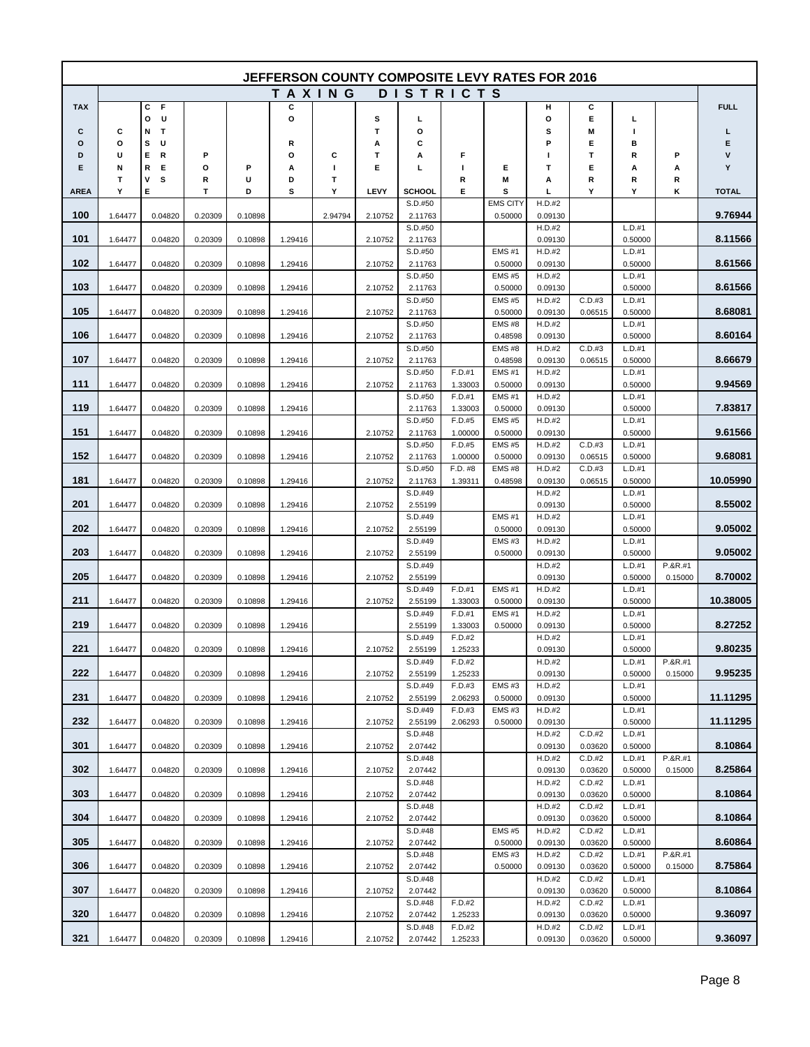# JEFFERSON COUNTY COMPOSITE LEVY RATES FOR 2016

| TAX CODE AREA | COUNTY | CONSERVATION FUTURES | PORT | PUD | COUNTY ROADS | CITY | STATE LEVY | LOCAL SCHOOL | FIRE | EMS | HOSPITAL | CEMETERY | LIBRARY | PARK | FULL LEVY TOTAL |
|---|---|---|---|---|---|---|---|---|---|---|---|---|---|---|---|
| 100 | 1.64477 | 0.04820 | 0.20309 | 0.10898 | | 2.94794 | 2.10752 | S.D.#50 2.11763 | | EMS CITY 0.50000 | H.D.#2 0.09130 | | | | 9.76944 |
| 101 | 1.64477 | 0.04820 | 0.20309 | 0.10898 | 1.29416 | | 2.10752 | S.D.#50 2.11763 | | | H.D.#2 0.09130 | | L.D.#1 0.50000 | | 8.11566 |
| 102 | 1.64477 | 0.04820 | 0.20309 | 0.10898 | 1.29416 | | 2.10752 | S.D.#50 2.11763 | | EMS #1 0.50000 | H.D.#2 0.09130 | | L.D.#1 0.50000 | | 8.61566 |
| 103 | 1.64477 | 0.04820 | 0.20309 | 0.10898 | 1.29416 | | 2.10752 | S.D.#50 2.11763 | | EMS #5 0.50000 | H.D.#2 0.09130 | | L.D.#1 0.50000 | | 8.61566 |
| 105 | 1.64477 | 0.04820 | 0.20309 | 0.10898 | 1.29416 | | 2.10752 | S.D.#50 2.11763 | | EMS #5 0.50000 | H.D.#2 0.09130 | C.D.#3 0.06515 | L.D.#1 0.50000 | | 8.68081 |
| 106 | 1.64477 | 0.04820 | 0.20309 | 0.10898 | 1.29416 | | 2.10752 | S.D.#50 2.11763 | | EMS #8 0.48598 | H.D.#2 0.09130 | | L.D.#1 0.50000 | | 8.60164 |
| 107 | 1.64477 | 0.04820 | 0.20309 | 0.10898 | 1.29416 | | 2.10752 | S.D.#50 2.11763 | | EMS #8 0.48598 | H.D.#2 0.09130 | C.D.#3 0.06515 | L.D.#1 0.50000 | | 8.66679 |
| 111 | 1.64477 | 0.04820 | 0.20309 | 0.10898 | 1.29416 | | 2.10752 | S.D.#50 2.11763 | F.D.#1 1.33003 | EMS #1 0.50000 | H.D.#2 0.09130 | | L.D.#1 0.50000 | | 9.94569 |
| 119 | 1.64477 | 0.04820 | 0.20309 | 0.10898 | 1.29416 | | | S.D.#50 2.11763 | F.D.#1 1.33003 | EMS #1 0.50000 | H.D.#2 0.09130 | | L.D.#1 0.50000 | | 7.83817 |
| 151 | 1.64477 | 0.04820 | 0.20309 | 0.10898 | 1.29416 | | 2.10752 | S.D.#50 2.11763 | F.D.#5 1.00000 | EMS #5 0.50000 | H.D.#2 0.09130 | | L.D.#1 0.50000 | | 9.61566 |
| 152 | 1.64477 | 0.04820 | 0.20309 | 0.10898 | 1.29416 | | 2.10752 | S.D.#50 2.11763 | F.D.#5 1.00000 | EMS #5 0.50000 | H.D.#2 0.09130 | C.D.#3 0.06515 | L.D.#1 0.50000 | | 9.68081 |
| 181 | 1.64477 | 0.04820 | 0.20309 | 0.10898 | 1.29416 | | 2.10752 | S.D.#50 2.11763 | F.D. #8 1.39311 | EMS #8 0.48598 | H.D.#2 0.09130 | C.D.#3 0.06515 | L.D.#1 0.50000 | | 10.05990 |
| 201 | 1.64477 | 0.04820 | 0.20309 | 0.10898 | 1.29416 | | 2.10752 | S.D.#49 2.55199 | | | H.D.#2 0.09130 | | L.D.#1 0.50000 | | 8.55002 |
| 202 | 1.64477 | 0.04820 | 0.20309 | 0.10898 | 1.29416 | | 2.10752 | S.D.#49 2.55199 | | EMS #1 0.50000 | H.D.#2 0.09130 | | L.D.#1 0.50000 | | 9.05002 |
| 203 | 1.64477 | 0.04820 | 0.20309 | 0.10898 | 1.29416 | | 2.10752 | S.D.#49 2.55199 | | EMS #3 0.50000 | H.D.#2 0.09130 | | L.D.#1 0.50000 | | 9.05002 |
| 205 | 1.64477 | 0.04820 | 0.20309 | 0.10898 | 1.29416 | | 2.10752 | S.D.#49 2.55199 | | | H.D.#2 0.09130 | | L.D.#1 0.50000 | P.&R.#1 0.15000 | 8.70002 |
| 211 | 1.64477 | 0.04820 | 0.20309 | 0.10898 | 1.29416 | | 2.10752 | S.D.#49 2.55199 | F.D.#1 1.33003 | EMS #1 0.50000 | H.D.#2 0.09130 | | L.D.#1 0.50000 | | 10.38005 |
| 219 | 1.64477 | 0.04820 | 0.20309 | 0.10898 | 1.29416 | | | S.D.#49 2.55199 | F.D.#1 1.33003 | EMS #1 0.50000 | H.D.#2 0.09130 | | L.D.#1 0.50000 | | 8.27252 |
| 221 | 1.64477 | 0.04820 | 0.20309 | 0.10898 | 1.29416 | | 2.10752 | S.D.#49 2.55199 | F.D.#2 1.25233 | | H.D.#2 0.09130 | | L.D.#1 0.50000 | | 9.80235 |
| 222 | 1.64477 | 0.04820 | 0.20309 | 0.10898 | 1.29416 | | 2.10752 | S.D.#49 2.55199 | F.D.#2 1.25233 | | H.D.#2 0.09130 | | L.D.#1 0.50000 | P.&R.#1 0.15000 | 9.95235 |
| 231 | 1.64477 | 0.04820 | 0.20309 | 0.10898 | 1.29416 | | 2.10752 | S.D.#49 2.55199 | F.D.#3 2.06293 | EMS #3 0.50000 | H.D.#2 0.09130 | | L.D.#1 0.50000 | | 11.11295 |
| 232 | 1.64477 | 0.04820 | 0.20309 | 0.10898 | 1.29416 | | 2.10752 | S.D.#49 2.55199 | F.D.#3 2.06293 | EMS #3 0.50000 | H.D.#2 0.09130 | | L.D.#1 0.50000 | | 11.11295 |
| 301 | 1.64477 | 0.04820 | 0.20309 | 0.10898 | 1.29416 | | 2.10752 | S.D.#48 2.07442 | | | H.D.#2 0.09130 | C.D.#2 0.03620 | L.D.#1 0.50000 | | 8.10864 |
| 302 | 1.64477 | 0.04820 | 0.20309 | 0.10898 | 1.29416 | | 2.10752 | S.D.#48 2.07442 | | | H.D.#2 0.09130 | C.D.#2 0.03620 | L.D.#1 0.50000 | P.&R.#1 0.15000 | 8.25864 |
| 303 | 1.64477 | 0.04820 | 0.20309 | 0.10898 | 1.29416 | | 2.10752 | S.D.#48 2.07442 | | | H.D.#2 0.09130 | C.D.#2 0.03620 | L.D.#1 0.50000 | | 8.10864 |
| 304 | 1.64477 | 0.04820 | 0.20309 | 0.10898 | 1.29416 | | 2.10752 | S.D.#48 2.07442 | | | H.D.#2 0.09130 | C.D.#2 0.03620 | L.D.#1 0.50000 | | 8.10864 |
| 305 | 1.64477 | 0.04820 | 0.20309 | 0.10898 | 1.29416 | | 2.10752 | S.D.#48 2.07442 | | EMS #5 0.50000 | H.D.#2 0.09130 | C.D.#2 0.03620 | L.D.#1 0.50000 | | 8.60864 |
| 306 | 1.64477 | 0.04820 | 0.20309 | 0.10898 | 1.29416 | | 2.10752 | S.D.#48 2.07442 | | EMS #3 0.50000 | H.D.#2 0.09130 | C.D.#2 0.03620 | L.D.#1 0.50000 | P.&R.#1 0.15000 | 8.75864 |
| 307 | 1.64477 | 0.04820 | 0.20309 | 0.10898 | 1.29416 | | 2.10752 | S.D.#48 2.07442 | | | H.D.#2 0.09130 | C.D.#2 0.03620 | L.D.#1 0.50000 | | 8.10864 |
| 320 | 1.64477 | 0.04820 | 0.20309 | 0.10898 | 1.29416 | | 2.10752 | S.D.#48 2.07442 | F.D.#2 1.25233 | | H.D.#2 0.09130 | C.D.#2 0.03620 | L.D.#1 0.50000 | | 9.36097 |
| 321 | 1.64477 | 0.04820 | 0.20309 | 0.10898 | 1.29416 | | 2.10752 | S.D.#48 2.07442 | F.D.#2 1.25233 | | H.D.#2 0.09130 | C.D.#2 0.03620 | L.D.#1 0.50000 | | 9.36097 |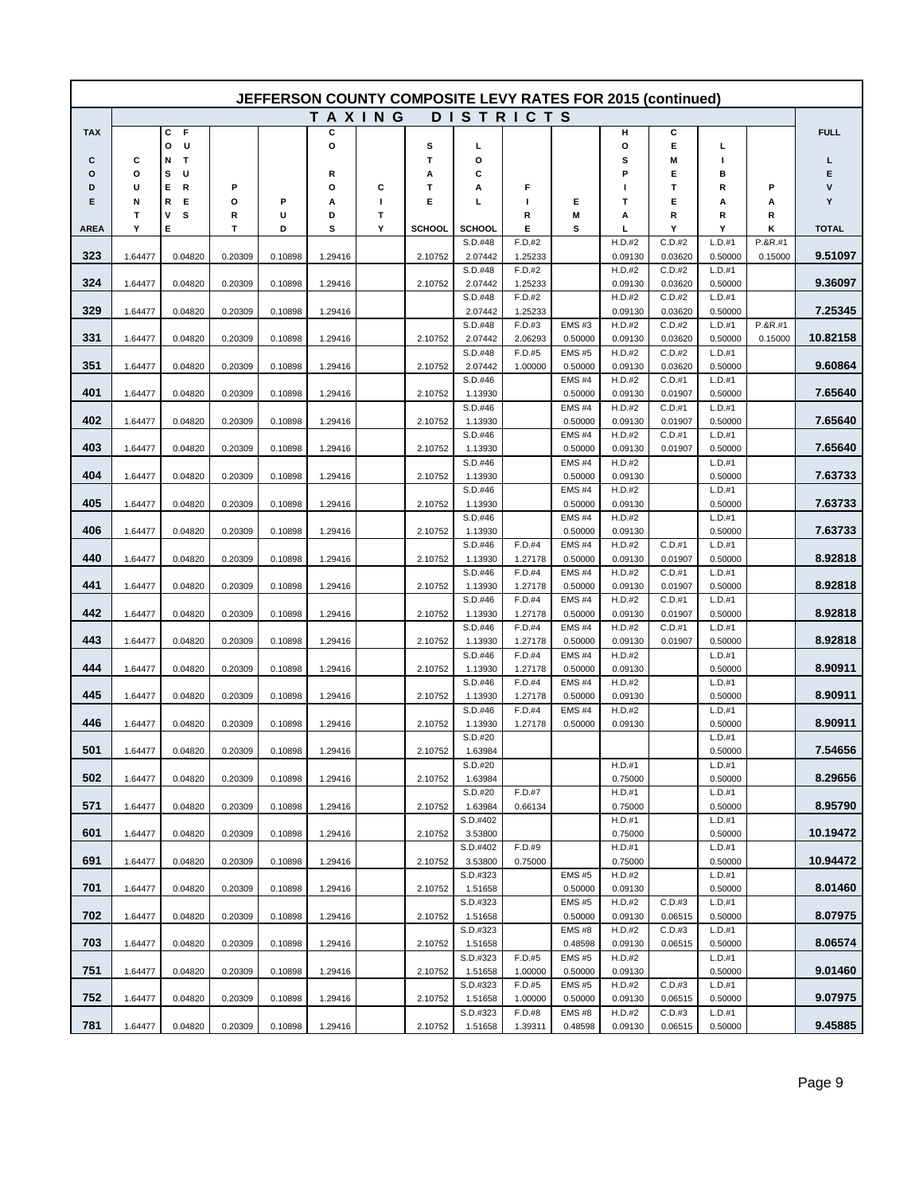# JEFFERSON COUNTY COMPOSITE LEVY RATES FOR 2015 (continued)

| TAX CODE AREA | COUNTY | CONSERVATION FUTURES | PORT | PUD | COUNTY ROADS | CITY | STATE SCHOOL | LOCAL SCHOOL | FIRE | EMS | HOSPITAL | CEMETERY | LIBRARY | PARK | FULL LEVY TOTAL |
|---|---|---|---|---|---|---|---|---|---|---|---|---|---|---|---|
| | | | | | | | | S.D.#48 | F.D.#2 | | H.D.#2 | C.D.#2 | L.D.#1 | P.&R.#1 | |
| 323 | 1.64477 | 0.04820 | 0.20309 | 0.10898 | 1.29416 | | 2.10752 | 2.07442 | 1.25233 | | 0.09130 | 0.03620 | 0.50000 | 0.15000 | 9.51097 |
| | | | | | | | | S.D.#48 | F.D.#2 | | H.D.#2 | C.D.#2 | L.D.#1 | | |
| 324 | 1.64477 | 0.04820 | 0.20309 | 0.10898 | 1.29416 | | 2.10752 | 2.07442 | 1.25233 | | 0.09130 | 0.03620 | 0.50000 | | 9.36097 |
| | | | | | | | | S.D.#48 | F.D.#2 | | H.D.#2 | C.D.#2 | L.D.#1 | | |
| 329 | 1.64477 | 0.04820 | 0.20309 | 0.10898 | 1.29416 | | | 2.07442 | 1.25233 | | 0.09130 | 0.03620 | 0.50000 | | 7.25345 |
| | | | | | | | | S.D.#48 | F.D.#3 | EMS #3 | H.D.#2 | C.D.#2 | L.D.#1 | P.&R.#1 | |
| 331 | 1.64477 | 0.04820 | 0.20309 | 0.10898 | 1.29416 | | 2.10752 | 2.07442 | 2.06293 | 0.50000 | 0.09130 | 0.03620 | 0.50000 | 0.15000 | 10.82158 |
| | | | | | | | | S.D.#48 | F.D.#5 | EMS #5 | H.D.#2 | C.D.#2 | L.D.#1 | | |
| 351 | 1.64477 | 0.04820 | 0.20309 | 0.10898 | 1.29416 | | 2.10752 | 2.07442 | 1.00000 | 0.50000 | 0.09130 | 0.03620 | 0.50000 | | 9.60864 |
| | | | | | | | | S.D.#46 | | EMS #4 | H.D.#2 | C.D.#1 | L.D.#1 | | |
| 401 | 1.64477 | 0.04820 | 0.20309 | 0.10898 | 1.29416 | | 2.10752 | 1.13930 | | 0.50000 | 0.09130 | 0.01907 | 0.50000 | | 7.65640 |
| | | | | | | | | S.D.#46 | | EMS #4 | H.D.#2 | C.D.#1 | L.D.#1 | | |
| 402 | 1.64477 | 0.04820 | 0.20309 | 0.10898 | 1.29416 | | 2.10752 | 1.13930 | | 0.50000 | 0.09130 | 0.01907 | 0.50000 | | 7.65640 |
| | | | | | | | | S.D.#46 | | EMS #4 | H.D.#2 | C.D.#1 | L.D.#1 | | |
| 403 | 1.64477 | 0.04820 | 0.20309 | 0.10898 | 1.29416 | | 2.10752 | 1.13930 | | 0.50000 | 0.09130 | 0.01907 | 0.50000 | | 7.65640 |
| | | | | | | | | S.D.#46 | | EMS #4 | H.D.#2 | | L.D.#1 | | |
| 404 | 1.64477 | 0.04820 | 0.20309 | 0.10898 | 1.29416 | | 2.10752 | 1.13930 | | 0.50000 | 0.09130 | | 0.50000 | | 7.63733 |
| | | | | | | | | S.D.#46 | | EMS #4 | H.D.#2 | | L.D.#1 | | |
| 405 | 1.64477 | 0.04820 | 0.20309 | 0.10898 | 1.29416 | | 2.10752 | 1.13930 | | 0.50000 | 0.09130 | | 0.50000 | | 7.63733 |
| | | | | | | | | S.D.#46 | | EMS #4 | H.D.#2 | | L.D.#1 | | |
| 406 | 1.64477 | 0.04820 | 0.20309 | 0.10898 | 1.29416 | | 2.10752 | 1.13930 | | 0.50000 | 0.09130 | | 0.50000 | | 7.63733 |
| | | | | | | | | S.D.#46 | F.D.#4 | EMS #4 | H.D.#2 | C.D.#1 | L.D.#1 | | |
| 440 | 1.64477 | 0.04820 | 0.20309 | 0.10898 | 1.29416 | | 2.10752 | 1.13930 | 1.27178 | 0.50000 | 0.09130 | 0.01907 | 0.50000 | | 8.92818 |
| | | | | | | | | S.D.#46 | F.D.#4 | EMS #4 | H.D.#2 | C.D.#1 | L.D.#1 | | |
| 441 | 1.64477 | 0.04820 | 0.20309 | 0.10898 | 1.29416 | | 2.10752 | 1.13930 | 1.27178 | 0.50000 | 0.09130 | 0.01907 | 0.50000 | | 8.92818 |
| | | | | | | | | S.D.#46 | F.D.#4 | EMS #4 | H.D.#2 | C.D.#1 | L.D.#1 | | |
| 442 | 1.64477 | 0.04820 | 0.20309 | 0.10898 | 1.29416 | | 2.10752 | 1.13930 | 1.27178 | 0.50000 | 0.09130 | 0.01907 | 0.50000 | | 8.92818 |
| | | | | | | | | S.D.#46 | F.D.#4 | EMS #4 | H.D.#2 | C.D.#1 | L.D.#1 | | |
| 443 | 1.64477 | 0.04820 | 0.20309 | 0.10898 | 1.29416 | | 2.10752 | 1.13930 | 1.27178 | 0.50000 | 0.09130 | 0.01907 | 0.50000 | | 8.92818 |
| | | | | | | | | S.D.#46 | F.D.#4 | EMS #4 | H.D.#2 | | L.D.#1 | | |
| 444 | 1.64477 | 0.04820 | 0.20309 | 0.10898 | 1.29416 | | 2.10752 | 1.13930 | 1.27178 | 0.50000 | 0.09130 | | 0.50000 | | 8.90911 |
| | | | | | | | | S.D.#46 | F.D.#4 | EMS #4 | H.D.#2 | | L.D.#1 | | |
| 445 | 1.64477 | 0.04820 | 0.20309 | 0.10898 | 1.29416 | | 2.10752 | 1.13930 | 1.27178 | 0.50000 | 0.09130 | | 0.50000 | | 8.90911 |
| | | | | | | | | S.D.#46 | F.D.#4 | EMS #4 | H.D.#2 | | L.D.#1 | | |
| 446 | 1.64477 | 0.04820 | 0.20309 | 0.10898 | 1.29416 | | 2.10752 | 1.13930 | 1.27178 | 0.50000 | 0.09130 | | 0.50000 | | 8.90911 |
| | | | | | | | | S.D.#20 | | | | | L.D.#1 | | |
| 501 | 1.64477 | 0.04820 | 0.20309 | 0.10898 | 1.29416 | | 2.10752 | 1.63984 | | | | | 0.50000 | | 7.54656 |
| | | | | | | | | S.D.#20 | | | H.D.#1 | | L.D.#1 | | |
| 502 | 1.64477 | 0.04820 | 0.20309 | 0.10898 | 1.29416 | | 2.10752 | 1.63984 | | | 0.75000 | | 0.50000 | | 8.29656 |
| | | | | | | | | S.D.#20 | F.D.#7 | | H.D.#1 | | L.D.#1 | | |
| 571 | 1.64477 | 0.04820 | 0.20309 | 0.10898 | 1.29416 | | 2.10752 | 1.63984 | 0.66134 | | 0.75000 | | 0.50000 | | 8.95790 |
| | | | | | | | | S.D.#402 | | | H.D.#1 | | L.D.#1 | | |
| 601 | 1.64477 | 0.04820 | 0.20309 | 0.10898 | 1.29416 | | 2.10752 | 3.53800 | | | 0.75000 | | 0.50000 | | 10.19472 |
| | | | | | | | | S.D.#402 | F.D.#9 | | H.D.#1 | | L.D.#1 | | |
| 691 | 1.64477 | 0.04820 | 0.20309 | 0.10898 | 1.29416 | | 2.10752 | 3.53800 | 0.75000 | | 0.75000 | | 0.50000 | | 10.94472 |
| | | | | | | | | S.D.#323 | | EMS #5 | H.D.#2 | | L.D.#1 | | |
| 701 | 1.64477 | 0.04820 | 0.20309 | 0.10898 | 1.29416 | | 2.10752 | 1.51658 | | 0.50000 | 0.09130 | | 0.50000 | | 8.01460 |
| | | | | | | | | S.D.#323 | | EMS #5 | H.D.#2 | C.D.#3 | L.D.#1 | | |
| 702 | 1.64477 | 0.04820 | 0.20309 | 0.10898 | 1.29416 | | 2.10752 | 1.51658 | | 0.50000 | 0.09130 | 0.06515 | 0.50000 | | 8.07975 |
| | | | | | | | | S.D.#323 | | EMS #8 | H.D.#2 | C.D.#3 | L.D.#1 | | |
| 703 | 1.64477 | 0.04820 | 0.20309 | 0.10898 | 1.29416 | | 2.10752 | 1.51658 | | 0.48598 | 0.09130 | 0.06515 | 0.50000 | | 8.06574 |
| | | | | | | | | S.D.#323 | F.D.#5 | EMS #5 | H.D.#2 | | L.D.#1 | | |
| 751 | 1.64477 | 0.04820 | 0.20309 | 0.10898 | 1.29416 | | 2.10752 | 1.51658 | 1.00000 | 0.50000 | 0.09130 | | 0.50000 | | 9.01460 |
| | | | | | | | | S.D.#323 | F.D.#5 | EMS #5 | H.D.#2 | C.D.#3 | L.D.#1 | | |
| 752 | 1.64477 | 0.04820 | 0.20309 | 0.10898 | 1.29416 | | 2.10752 | 1.51658 | 1.00000 | 0.50000 | 0.09130 | 0.06515 | 0.50000 | | 9.07975 |
| | | | | | | | | S.D.#323 | F.D.#8 | EMS #8 | H.D.#2 | C.D.#3 | L.D.#1 | | |
| 781 | 1.64477 | 0.04820 | 0.20309 | 0.10898 | 1.29416 | | 2.10752 | 1.51658 | 1.39311 | 0.48598 | 0.09130 | 0.06515 | 0.50000 | | 9.45885 |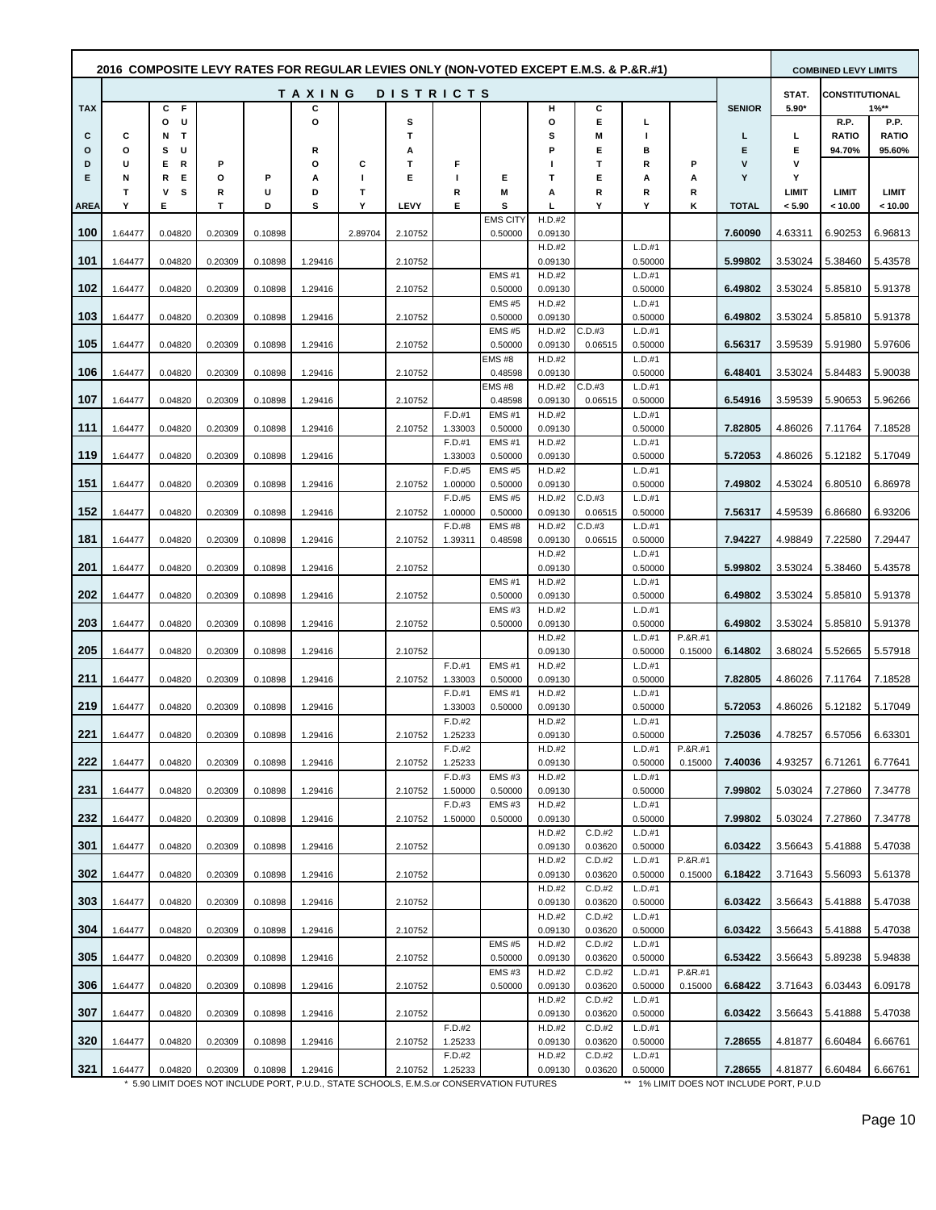## 2016 COMPOSITE LEVY RATES FOR REGULAR LEVIES ONLY (NON-VOTED EXCEPT E.M.S. & P.&R.#1)

| TAX CODE AREA | COUNTY | CONSERV FUTURE | PORT | PUD | COUNTY ROADS | CITY | STATE LEVY | FIRE | EMS | HOSPITAL | CEMETERY | LIBRARY | PARK | SENIOR LEVY TOTAL | STAT. 5.90* LEVY LIMIT < 5.90 | CONSTITUTIONAL 1%** R.P. RATIO 94.70% LIMIT < 10.00 | CONSTITUTIONAL 1%** P.P. RATIO 95.60% LIMIT < 10.00 |
|---|---|---|---|---|---|---|---|---|---|---|---|---|---|---|---|---|---|
| 100 | 1.64477 | 0.04820 | 0.20309 | 0.10898 | | 2.89704 | 2.10752 | | EMS CITY 0.50000 | H.D.#2 0.09130 | | | | 7.60090 | 4.63311 | 6.90253 | 6.96813 |
| 101 | 1.64477 | 0.04820 | 0.20309 | 0.10898 | 1.29416 | | 2.10752 | | | H.D.#2 0.09130 | | L.D.#1 0.50000 | | 5.99802 | 3.53024 | 5.38460 | 5.43578 |
| 102 | 1.64477 | 0.04820 | 0.20309 | 0.10898 | 1.29416 | | 2.10752 | | EMS #1 0.50000 | H.D.#2 0.09130 | | L.D.#1 0.50000 | | 6.49802 | 3.53024 | 5.85810 | 5.91378 |
| 103 | 1.64477 | 0.04820 | 0.20309 | 0.10898 | 1.29416 | | 2.10752 | | EMS #5 0.50000 | H.D.#2 0.09130 | | L.D.#1 0.50000 | | 6.49802 | 3.53024 | 5.85810 | 5.91378 |
| 105 | 1.64477 | 0.04820 | 0.20309 | 0.10898 | 1.29416 | | 2.10752 | | EMS #5 0.50000 | H.D.#2 0.09130 | C.D.#3 0.06515 | L.D.#1 0.50000 | | 6.56317 | 3.59539 | 5.91980 | 5.97606 |
| 106 | 1.64477 | 0.04820 | 0.20309 | 0.10898 | 1.29416 | | 2.10752 | | EMS #8 0.48598 | H.D.#2 0.09130 | | L.D.#1 0.50000 | | 6.48401 | 3.53024 | 5.84483 | 5.90038 |
| 107 | 1.64477 | 0.04820 | 0.20309 | 0.10898 | 1.29416 | | 2.10752 | | EMS #8 0.48598 | H.D.#2 0.09130 | C.D.#3 0.06515 | L.D.#1 0.50000 | | 6.54916 | 3.59539 | 5.90653 | 5.96266 |
| 111 | 1.64477 | 0.04820 | 0.20309 | 0.10898 | 1.29416 | | 2.10752 | F.D.#1 1.33003 | EMS #1 0.50000 | H.D.#2 0.09130 | | L.D.#1 0.50000 | | 7.82805 | 4.86026 | 7.11764 | 7.18528 |
| 119 | 1.64477 | 0.04820 | 0.20309 | 0.10898 | 1.29416 | | | F.D.#1 1.33003 | EMS #1 0.50000 | H.D.#2 0.09130 | | L.D.#1 0.50000 | | 5.72053 | 4.86026 | 5.12182 | 5.17049 |
| 151 | 1.64477 | 0.04820 | 0.20309 | 0.10898 | 1.29416 | | 2.10752 | F.D.#5 1.00000 | EMS #5 0.50000 | H.D.#2 0.09130 | | L.D.#1 0.50000 | | 7.49802 | 4.53024 | 6.80510 | 6.86978 |
| 152 | 1.64477 | 0.04820 | 0.20309 | 0.10898 | 1.29416 | | 2.10752 | F.D.#5 1.00000 | EMS #5 0.50000 | H.D.#2 0.09130 | C.D.#3 0.06515 | L.D.#1 0.50000 | | 7.56317 | 4.59539 | 6.86680 | 6.93206 |
| 181 | 1.64477 | 0.04820 | 0.20309 | 0.10898 | 1.29416 | | 2.10752 | F.D.#8 1.39311 | EMS #8 0.48598 | H.D.#2 0.09130 | C.D.#3 0.06515 | L.D.#1 0.50000 | | 7.94227 | 4.98849 | 7.22580 | 7.29447 |
| 201 | 1.64477 | 0.04820 | 0.20309 | 0.10898 | 1.29416 | | 2.10752 | | | H.D.#2 0.09130 | | L.D.#1 0.50000 | | 5.99802 | 3.53024 | 5.38460 | 5.43578 |
| 202 | 1.64477 | 0.04820 | 0.20309 | 0.10898 | 1.29416 | | 2.10752 | | EMS #1 0.50000 | H.D.#2 0.09130 | | L.D.#1 0.50000 | | 6.49802 | 3.53024 | 5.85810 | 5.91378 |
| 203 | 1.64477 | 0.04820 | 0.20309 | 0.10898 | 1.29416 | | 2.10752 | | EMS #3 0.50000 | H.D.#2 0.09130 | | L.D.#1 0.50000 | | 6.49802 | 3.53024 | 5.85810 | 5.91378 |
| 205 | 1.64477 | 0.04820 | 0.20309 | 0.10898 | 1.29416 | | 2.10752 | | | H.D.#2 0.09130 | | L.D.#1 0.50000 | P.&R.#1 0.15000 | 6.14802 | 3.68024 | 5.52665 | 5.57918 |
| 211 | 1.64477 | 0.04820 | 0.20309 | 0.10898 | 1.29416 | | 2.10752 | F.D.#1 1.33003 | EMS #1 0.50000 | H.D.#2 0.09130 | | L.D.#1 0.50000 | | 7.82805 | 4.86026 | 7.11764 | 7.18528 |
| 219 | 1.64477 | 0.04820 | 0.20309 | 0.10898 | 1.29416 | | | F.D.#1 1.33003 | EMS #1 0.50000 | H.D.#2 0.09130 | | L.D.#1 0.50000 | | 5.72053 | 4.86026 | 5.12182 | 5.17049 |
| 221 | 1.64477 | 0.04820 | 0.20309 | 0.10898 | 1.29416 | | 2.10752 | F.D.#2 1.25233 | | H.D.#2 0.09130 | | L.D.#1 0.50000 | | 7.25036 | 4.78257 | 6.57056 | 6.63301 |
| 222 | 1.64477 | 0.04820 | 0.20309 | 0.10898 | 1.29416 | | 2.10752 | F.D.#2 1.25233 | | H.D.#2 0.09130 | | L.D.#1 0.50000 | P.&R.#1 0.15000 | 7.40036 | 4.93257 | 6.71261 | 6.77641 |
| 231 | 1.64477 | 0.04820 | 0.20309 | 0.10898 | 1.29416 | | 2.10752 | F.D.#3 1.50000 | EMS #3 0.50000 | H.D.#2 0.09130 | | L.D.#1 0.50000 | | 7.99802 | 5.03024 | 7.27860 | 7.34778 |
| 232 | 1.64477 | 0.04820 | 0.20309 | 0.10898 | 1.29416 | | 2.10752 | F.D.#3 1.50000 | EMS #3 0.50000 | H.D.#2 0.09130 | | L.D.#1 0.50000 | | 7.99802 | 5.03024 | 7.27860 | 7.34778 |
| 301 | 1.64477 | 0.04820 | 0.20309 | 0.10898 | 1.29416 | | 2.10752 | | | H.D.#2 0.09130 | C.D.#2 0.03620 | L.D.#1 0.50000 | | 6.03422 | 3.56643 | 5.41888 | 5.47038 |
| 302 | 1.64477 | 0.04820 | 0.20309 | 0.10898 | 1.29416 | | 2.10752 | | | H.D.#2 0.09130 | C.D.#2 0.03620 | L.D.#1 0.50000 | P.&R.#1 0.15000 | 6.18422 | 3.71643 | 5.56093 | 5.61378 |
| 303 | 1.64477 | 0.04820 | 0.20309 | 0.10898 | 1.29416 | | 2.10752 | | | H.D.#2 0.09130 | C.D.#2 0.03620 | L.D.#1 0.50000 | | 6.03422 | 3.56643 | 5.41888 | 5.47038 |
| 304 | 1.64477 | 0.04820 | 0.20309 | 0.10898 | 1.29416 | | 2.10752 | | | H.D.#2 0.09130 | C.D.#2 0.03620 | L.D.#1 0.50000 | | 6.03422 | 3.56643 | 5.41888 | 5.47038 |
| 305 | 1.64477 | 0.04820 | 0.20309 | 0.10898 | 1.29416 | | 2.10752 | | EMS #5 0.50000 | H.D.#2 0.09130 | C.D.#2 0.03620 | L.D.#1 0.50000 | | 6.53422 | 3.56643 | 5.89238 | 5.94838 |
| 306 | 1.64477 | 0.04820 | 0.20309 | 0.10898 | 1.29416 | | 2.10752 | | EMS #3 0.50000 | H.D.#2 0.09130 | C.D.#2 0.03620 | L.D.#1 0.50000 | P.&R.#1 0.15000 | 6.68422 | 3.71643 | 6.03443 | 6.09178 |
| 307 | 1.64477 | 0.04820 | 0.20309 | 0.10898 | 1.29416 | | 2.10752 | | | H.D.#2 0.09130 | C.D.#2 0.03620 | L.D.#1 0.50000 | | 6.03422 | 3.56643 | 5.41888 | 5.47038 |
| 320 | 1.64477 | 0.04820 | 0.20309 | 0.10898 | 1.29416 | | 2.10752 | F.D.#2 1.25233 | | H.D.#2 0.09130 | C.D.#2 0.03620 | L.D.#1 0.50000 | | 7.28655 | 4.81877 | 6.60484 | 6.66761 |
| 321 | 1.64477 | 0.04820 | 0.20309 | 0.10898 | 1.29416 | | 2.10752 | F.D.#2 1.25233 | | H.D.#2 0.09130 | C.D.#2 0.03620 | L.D.#1 0.50000 | | 7.28655 | 4.81877 | 6.60484 | 6.66761 |

\* 5.90 LIMIT DOES NOT INCLUDE PORT, P.U.D., STATE SCHOOLS, E.M.S.or CONSERVATION FUTURES

\*\* 1% LIMIT DOES NOT INCLUDE PORT, P.U.D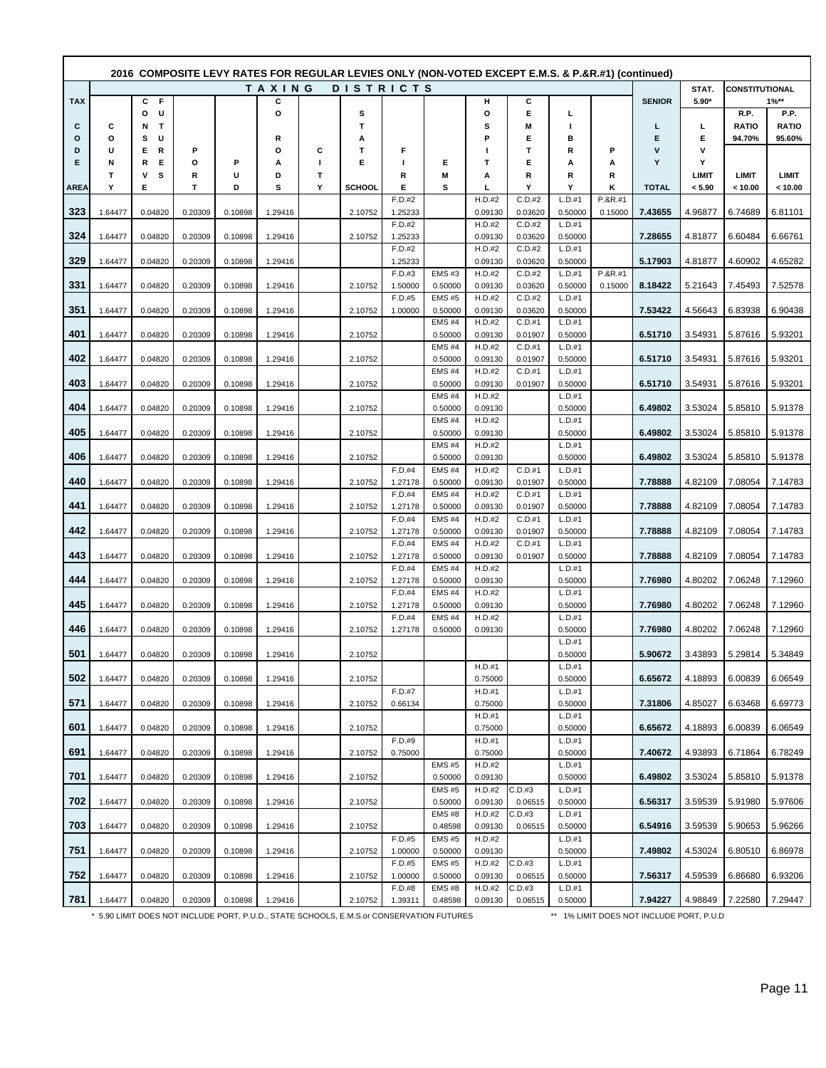## 2016 COMPOSITE LEVY RATES FOR REGULAR LEVIES ONLY (NON-VOTED EXCEPT E.M.S. & P.&R.#1) (continued)

| TAX CODE AREA | COUNTY | COURT FUND CURRENT EXPENSE (CO URT S U FU ND) | PORT | PUD | COUNTY ROADS | CITY | STATE SCHOOL | FIRE | EMS | HOSPITAL | CEMETERY | LIBRARY | PARK | SENIOR LEVY TOTAL | STAT. 5.90* LEVY LIMIT < 5.90 | CONSTITUTIONAL 1%** R.P. RATIO 94.70% LIMIT < 10.00 | P.P. RATIO 95.60% LIMIT < 10.00 |
|---|---|---|---|---|---|---|---|---|---|---|---|---|---|---|---|---|---|
| 323 | 1.64477 | 0.04820 | 0.20309 | 0.10898 | 1.29416 | | 2.10752 | F.D.#2 1.25233 | | H.D.#2 0.09130 | C.D.#2 0.03620 | L.D.#1 0.50000 | P.&R.#1 0.15000 | 7.43655 | 4.96877 | 6.74689 | 6.81101 |
| 324 | 1.64477 | 0.04820 | 0.20309 | 0.10898 | 1.29416 | | 2.10752 | F.D.#2 1.25233 | | H.D.#2 0.09130 | C.D.#2 0.03620 | L.D.#1 0.50000 | | 7.28655 | 4.81877 | 6.60484 | 6.66761 |
| 329 | 1.64477 | 0.04820 | 0.20309 | 0.10898 | 1.29416 | | | F.D.#2 1.25233 | | H.D.#2 0.09130 | C.D.#2 0.03620 | L.D.#1 0.50000 | | 5.17903 | 4.81877 | 4.60902 | 4.65282 |
| 331 | 1.64477 | 0.04820 | 0.20309 | 0.10898 | 1.29416 | | 2.10752 | F.D.#3 1.50000 | EMS #3 0.50000 | H.D.#2 0.09130 | C.D.#2 0.03620 | L.D.#1 0.50000 | P.&R.#1 0.15000 | 8.18422 | 5.21643 | 7.45493 | 7.52578 |
| 351 | 1.64477 | 0.04820 | 0.20309 | 0.10898 | 1.29416 | | 2.10752 | F.D.#5 1.00000 | EMS #5 0.50000 | H.D.#2 0.09130 | C.D.#2 0.03620 | L.D.#1 0.50000 | | 7.53422 | 4.56643 | 6.83938 | 6.90438 |
| 401 | 1.64477 | 0.04820 | 0.20309 | 0.10898 | 1.29416 | | 2.10752 | | EMS #4 0.50000 | H.D.#2 0.09130 | C.D.#1 0.01907 | L.D.#1 0.50000 | | 6.51710 | 3.54931 | 5.87616 | 5.93201 |
| 402 | 1.64477 | 0.04820 | 0.20309 | 0.10898 | 1.29416 | | 2.10752 | | EMS #4 0.50000 | H.D.#2 0.09130 | C.D.#1 0.01907 | L.D.#1 0.50000 | | 6.51710 | 3.54931 | 5.87616 | 5.93201 |
| 403 | 1.64477 | 0.04820 | 0.20309 | 0.10898 | 1.29416 | | 2.10752 | | EMS #4 0.50000 | H.D.#2 0.09130 | C.D.#1 0.01907 | L.D.#1 0.50000 | | 6.51710 | 3.54931 | 5.87616 | 5.93201 |
| 404 | 1.64477 | 0.04820 | 0.20309 | 0.10898 | 1.29416 | | 2.10752 | | EMS #4 0.50000 | H.D.#2 0.09130 | | L.D.#1 0.50000 | | 6.49802 | 3.53024 | 5.85810 | 5.91378 |
| 405 | 1.64477 | 0.04820 | 0.20309 | 0.10898 | 1.29416 | | 2.10752 | | EMS #4 0.50000 | H.D.#2 0.09130 | | L.D.#1 0.50000 | | 6.49802 | 3.53024 | 5.85810 | 5.91378 |
| 406 | 1.64477 | 0.04820 | 0.20309 | 0.10898 | 1.29416 | | 2.10752 | | EMS #4 0.50000 | H.D.#2 0.09130 | | L.D.#1 0.50000 | | 6.49802 | 3.53024 | 5.85810 | 5.91378 |
| 440 | 1.64477 | 0.04820 | 0.20309 | 0.10898 | 1.29416 | | 2.10752 | F.D.#4 1.27178 | EMS #4 0.50000 | H.D.#2 0.09130 | C.D.#1 0.01907 | L.D.#1 0.50000 | | 7.78888 | 4.82109 | 7.08054 | 7.14783 |
| 441 | 1.64477 | 0.04820 | 0.20309 | 0.10898 | 1.29416 | | 2.10752 | F.D.#4 1.27178 | EMS #4 0.50000 | H.D.#2 0.09130 | C.D.#1 0.01907 | L.D.#1 0.50000 | | 7.78888 | 4.82109 | 7.08054 | 7.14783 |
| 442 | 1.64477 | 0.04820 | 0.20309 | 0.10898 | 1.29416 | | 2.10752 | F.D.#4 1.27178 | EMS #4 0.50000 | H.D.#2 0.09130 | C.D.#1 0.01907 | L.D.#1 0.50000 | | 7.78888 | 4.82109 | 7.08054 | 7.14783 |
| 443 | 1.64477 | 0.04820 | 0.20309 | 0.10898 | 1.29416 | | 2.10752 | F.D.#4 1.27178 | EMS #4 0.50000 | H.D.#2 0.09130 | C.D.#1 0.01907 | L.D.#1 0.50000 | | 7.78888 | 4.82109 | 7.08054 | 7.14783 |
| 444 | 1.64477 | 0.04820 | 0.20309 | 0.10898 | 1.29416 | | 2.10752 | F.D.#4 1.27178 | EMS #4 0.50000 | H.D.#2 0.09130 | | L.D.#1 0.50000 | | 7.76980 | 4.80202 | 7.06248 | 7.12960 |
| 445 | 1.64477 | 0.04820 | 0.20309 | 0.10898 | 1.29416 | | 2.10752 | F.D.#4 1.27178 | EMS #4 0.50000 | H.D.#2 0.09130 | | L.D.#1 0.50000 | | 7.76980 | 4.80202 | 7.06248 | 7.12960 |
| 446 | 1.64477 | 0.04820 | 0.20309 | 0.10898 | 1.29416 | | 2.10752 | F.D.#4 1.27178 | EMS #4 0.50000 | H.D.#2 0.09130 | | L.D.#1 0.50000 | | 7.76980 | 4.80202 | 7.06248 | 7.12960 |
| 501 | 1.64477 | 0.04820 | 0.20309 | 0.10898 | 1.29416 | | 2.10752 | | | | | L.D.#1 0.50000 | | 5.90672 | 3.43893 | 5.29814 | 5.34849 |
| 502 | 1.64477 | 0.04820 | 0.20309 | 0.10898 | 1.29416 | | 2.10752 | | | H.D.#1 0.75000 | | L.D.#1 0.50000 | | 6.65672 | 4.18893 | 6.00839 | 6.06549 |
| 571 | 1.64477 | 0.04820 | 0.20309 | 0.10898 | 1.29416 | | 2.10752 | F.D.#7 0.66134 | | H.D.#1 0.75000 | | L.D.#1 0.50000 | | 7.31806 | 4.85027 | 6.63468 | 6.69773 |
| 601 | 1.64477 | 0.04820 | 0.20309 | 0.10898 | 1.29416 | | 2.10752 | | | H.D.#1 0.75000 | | L.D.#1 0.50000 | | 6.65672 | 4.18893 | 6.00839 | 6.06549 |
| 691 | 1.64477 | 0.04820 | 0.20309 | 0.10898 | 1.29416 | | 2.10752 | F.D.#9 0.75000 | | H.D.#1 0.75000 | | L.D.#1 0.50000 | | 7.40672 | 4.93893 | 6.71864 | 6.78249 |
| 701 | 1.64477 | 0.04820 | 0.20309 | 0.10898 | 1.29416 | | 2.10752 | | EMS #5 0.50000 | H.D.#2 0.09130 | | L.D.#1 0.50000 | | 6.49802 | 3.53024 | 5.85810 | 5.91378 |
| 702 | 1.64477 | 0.04820 | 0.20309 | 0.10898 | 1.29416 | | 2.10752 | | EMS #5 0.50000 | H.D.#2 0.09130 | C.D.#3 0.06515 | L.D.#1 0.50000 | | 6.56317 | 3.59539 | 5.91980 | 5.97606 |
| 703 | 1.64477 | 0.04820 | 0.20309 | 0.10898 | 1.29416 | | 2.10752 | | EMS #8 0.48598 | H.D.#2 0.09130 | C.D.#3 0.06515 | L.D.#1 0.50000 | | 6.54916 | 3.59539 | 5.90653 | 5.96266 |
| 751 | 1.64477 | 0.04820 | 0.20309 | 0.10898 | 1.29416 | | 2.10752 | F.D.#5 1.00000 | EMS #5 0.50000 | H.D.#2 0.09130 | | L.D.#1 0.50000 | | 7.49802 | 4.53024 | 6.80510 | 6.86978 |
| 752 | 1.64477 | 0.04820 | 0.20309 | 0.10898 | 1.29416 | | 2.10752 | F.D.#5 1.00000 | EMS #5 0.50000 | H.D.#2 0.09130 | C.D.#3 0.06515 | L.D.#1 0.50000 | | 7.56317 | 4.59539 | 6.86680 | 6.93206 |
| 781 | 1.64477 | 0.04820 | 0.20309 | 0.10898 | 1.29416 | | 2.10752 | F.D.#8 1.39311 | EMS #8 0.48598 | H.D.#2 0.09130 | C.D.#3 0.06515 | L.D.#1 0.50000 | | 7.94227 | 4.98849 | 7.22580 | 7.29447 |

\* 5.90 LIMIT DOES NOT INCLUDE PORT, P.U.D., STATE SCHOOLS, E.M.S.or CONSERVATION FUTURES

\*\* 1% LIMIT DOES NOT INCLUDE PORT, P.U.D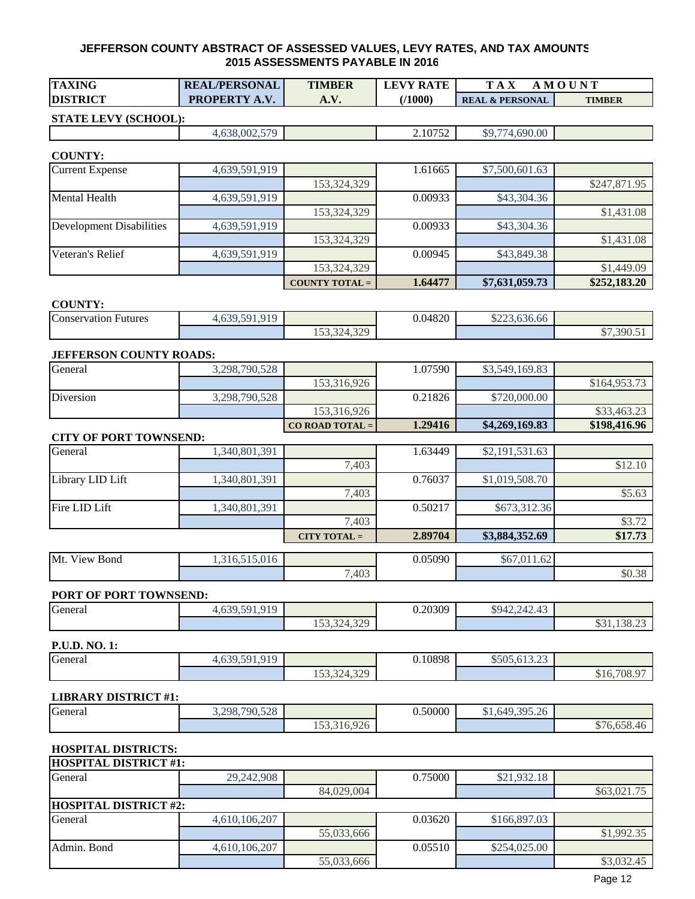## JEFFERSON COUNTY ABSTRACT OF ASSESSED VALUES, LEVY RATES, AND TAX AMOUNTS
## 2015 ASSESSMENTS PAYABLE IN 2016

| TAXING DISTRICT | REAL/PERSONAL PROPERTY A.V. | TIMBER A.V. | LEVY RATE (/1000) | TAX AMOUNT REAL & PERSONAL | TAX AMOUNT TIMBER |
|---|---|---|---|---|---|
| **STATE LEVY (SCHOOL):** | | | | | |
| | 4,638,002,579 | | 2.10752 | $9,774,690.00 | |
| **COUNTY:** | | | | | |
| Current Expense | 4,639,591,919 | | 1.61665 | $7,500,601.63 | |
| | | 153,324,329 | | | $247,871.95 |
| Mental Health | 4,639,591,919 | | 0.00933 | $43,304.36 | |
| | | 153,324,329 | | | $1,431.08 |
| Development Disabilities | 4,639,591,919 | | 0.00933 | $43,304.36 | |
| | | 153,324,329 | | | $1,431.08 |
| Veteran's Relief | 4,639,591,919 | | 0.00945 | $43,849.38 | |
| | | 153,324,329 | | | $1,449.09 |
| | | **COUNTY TOTAL =** | **1.64477** | **$7,631,059.73** | **$252,183.20** |
| **COUNTY:** | | | | | |
| Conservation Futures | 4,639,591,919 | | 0.04820 | $223,636.66 | |
| | | 153,324,329 | | | $7,390.51 |
| **JEFFERSON COUNTY ROADS:** | | | | | |
| General | 3,298,790,528 | | 1.07590 | $3,549,169.83 | |
| | | 153,316,926 | | | $164,953.73 |
| Diversion | 3,298,790,528 | | 0.21826 | $720,000.00 | |
| | | 153,316,926 | | | $33,463.23 |
| | | **CO ROAD TOTAL =** | **1.29416** | **$4,269,169.83** | **$198,416.96** |
| **CITY OF PORT TOWNSEND:** | | | | | |
| General | 1,340,801,391 | | 1.63449 | $2,191,531.63 | |
| | | 7,403 | | | $12.10 |
| Library LID Lift | 1,340,801,391 | | 0.76037 | $1,019,508.70 | |
| | | 7,403 | | | $5.63 |
| Fire LID Lift | 1,340,801,391 | | 0.50217 | $673,312.36 | |
| | | 7,403 | | | $3.72 |
| | | **CITY TOTAL =** | **2.89704** | **$3,884,352.69** | **$17.73** |
| Mt. View Bond | 1,316,515,016 | | 0.05090 | $67,011.62 | |
| | | 7,403 | | | $0.38 |
| **PORT OF PORT TOWNSEND:** | | | | | |
| General | 4,639,591,919 | | 0.20309 | $942,242.43 | |
| | | 153,324,329 | | | $31,138.23 |
| **P.U.D. NO. 1:** | | | | | |
| General | 4,639,591,919 | | 0.10898 | $505,613.23 | |
| | | 153,324,329 | | | $16,708.97 |
| **LIBRARY DISTRICT #1:** | | | | | |
| General | 3,298,790,528 | | 0.50000 | $1,649,395.26 | |
| | | 153,316,926 | | | $76,658.46 |
| **HOSPITAL DISTRICTS:** | | | | | |
| **HOSPITAL DISTRICT #1:** | | | | | |
| General | 29,242,908 | | 0.75000 | $21,932.18 | |
| | | 84,029,004 | | | $63,021.75 |
| **HOSPITAL DISTRICT #2:** | | | | | |
| General | 4,610,106,207 | | 0.03620 | $166,897.03 | |
| | | 55,033,666 | | | $1,992.35 |
| Admin. Bond | 4,610,106,207 | | 0.05510 | $254,025.00 | |
| | | 55,033,666 | | | $3,032.45 |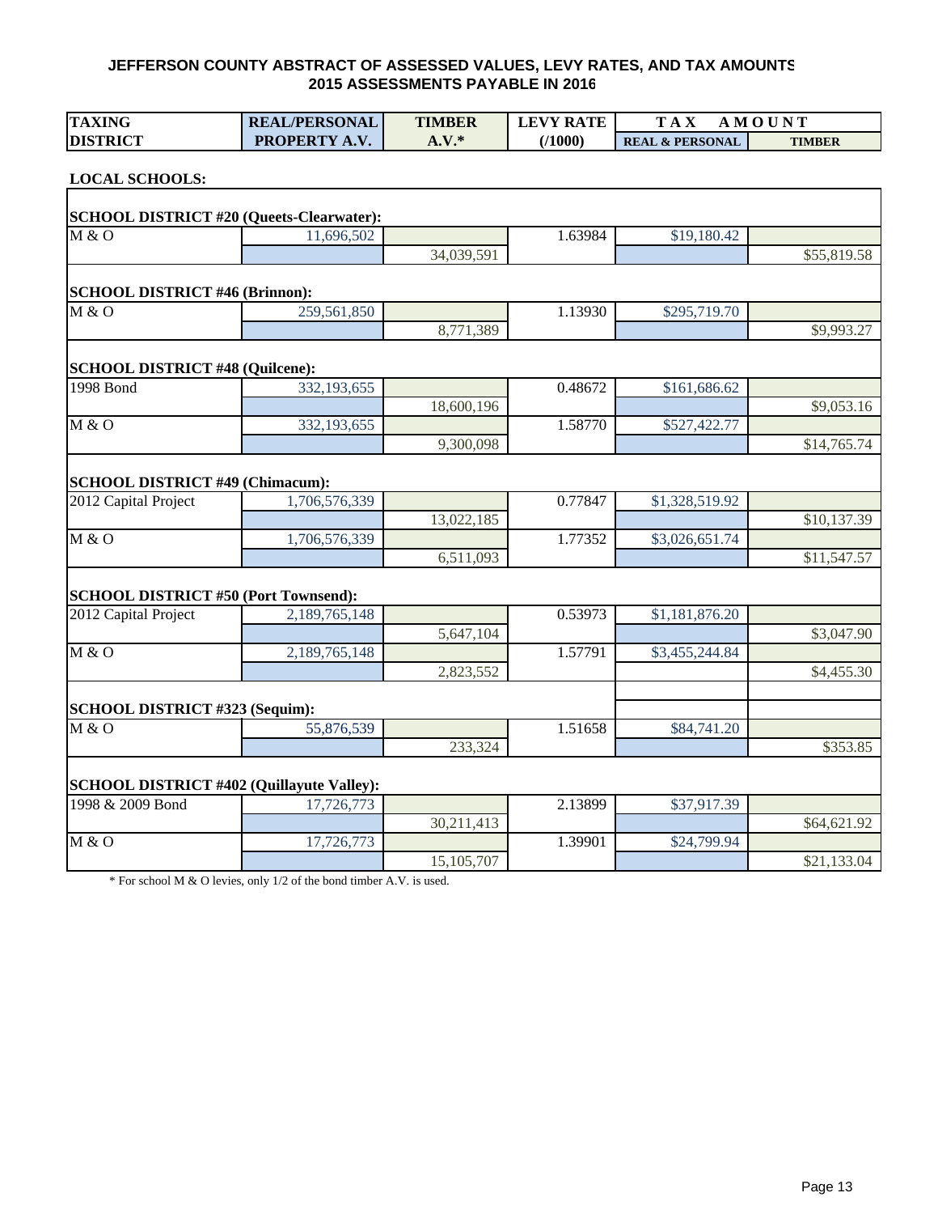## JEFFERSON COUNTY ABSTRACT OF ASSESSED VALUES, LEVY RATES, AND TAX AMOUNTS
## 2015 ASSESSMENTS PAYABLE IN 2016

| TAXING DISTRICT | REAL/PERSONAL PROPERTY A.V. | TIMBER A.V.* | LEVY RATE (/1000) | TAX AMOUNT REAL & PERSONAL | TAX AMOUNT TIMBER |
|---|---|---|---|---|---|
| **LOCAL SCHOOLS:** | | | | | |
| **SCHOOL DISTRICT #20 (Queets-Clearwater):** | | | | | |
| M & O | 11,696,502 | | 1.63984 | $19,180.42 | |
| | | 34,039,591 | | | $55,819.58 |
| **SCHOOL DISTRICT #46 (Brinnon):** | | | | | |
| M & O | 259,561,850 | | 1.13930 | $295,719.70 | |
| | | 8,771,389 | | | $9,993.27 |
| **SCHOOL DISTRICT #48 (Quilcene):** | | | | | |
| 1998 Bond | 332,193,655 | | 0.48672 | $161,686.62 | |
| | | 18,600,196 | | | $9,053.16 |
| M & O | 332,193,655 | | 1.58770 | $527,422.77 | |
| | | 9,300,098 | | | $14,765.74 |
| **SCHOOL DISTRICT #49 (Chimacum):** | | | | | |
| 2012 Capital Project | 1,706,576,339 | | 0.77847 | $1,328,519.92 | |
| | | 13,022,185 | | | $10,137.39 |
| M & O | 1,706,576,339 | | 1.77352 | $3,026,651.74 | |
| | | 6,511,093 | | | $11,547.57 |
| **SCHOOL DISTRICT #50 (Port Townsend):** | | | | | |
| 2012 Capital Project | 2,189,765,148 | | 0.53973 | $1,181,876.20 | |
| | | 5,647,104 | | | $3,047.90 |
| M & O | 2,189,765,148 | | 1.57791 | $3,455,244.84 | |
| | | 2,823,552 | | | $4,455.30 |
| **SCHOOL DISTRICT #323 (Sequim):** | | | | | |
| M & O | 55,876,539 | | 1.51658 | $84,741.20 | |
| | | 233,324 | | | $353.85 |
| **SCHOOL DISTRICT #402 (Quillayute Valley):** | | | | | |
| 1998 & 2009 Bond | 17,726,773 | | 2.13899 | $37,917.39 | |
| | | 30,211,413 | | | $64,621.92 |
| M & O | 17,726,773 | | 1.39901 | $24,799.94 | |
| | | 15,105,707 | | | $21,133.04 |

* For school M & O levies, only 1/2 of the bond timber A.V. is used.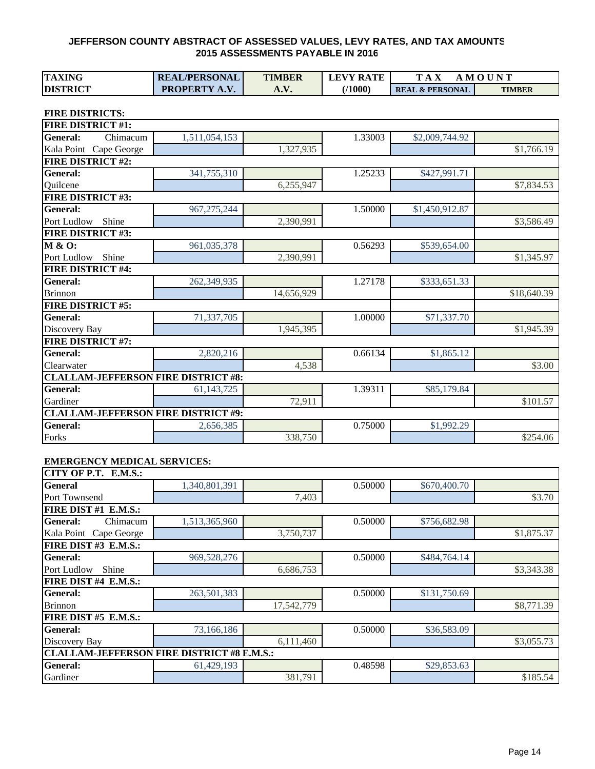## JEFFERSON COUNTY ABSTRACT OF ASSESSED VALUES, LEVY RATES, AND TAX AMOUNTS
## 2015 ASSESSMENTS PAYABLE IN 2016

| TAXING DISTRICT | REAL/PERSONAL PROPERTY A.V. | TIMBER A.V. | LEVY RATE (/1000) | TAX AMOUNT REAL & PERSONAL | TAX AMOUNT TIMBER |
|---|---|---|---|---|---|
| **FIRE DISTRICTS:** | | | | | |
| **FIRE DISTRICT #1:** | | | | | |
| **General:** Chimacum | 1,511,054,153 | | 1.33003 | $2,009,744.92 | |
| Kala Point Cape George | | 1,327,935 | | | $1,766.19 |
| **FIRE DISTRICT #2:** | | | | | |
| **General:** | 341,755,310 | | 1.25233 | $427,991.71 | |
| Quilcene | | 6,255,947 | | | $7,834.53 |
| **FIRE DISTRICT #3:** | | | | | |
| **General:** | 967,275,244 | | 1.50000 | $1,450,912.87 | |
| Port Ludlow Shine | | 2,390,991 | | | $3,586.49 |
| **FIRE DISTRICT #3:** | | | | | |
| **M & O:** | 961,035,378 | | 0.56293 | $539,654.00 | |
| Port Ludlow Shine | | 2,390,991 | | | $1,345.97 |
| **FIRE DISTRICT #4:** | | | | | |
| **General:** | 262,349,935 | | 1.27178 | $333,651.33 | |
| Brinnon | | 14,656,929 | | | $18,640.39 |
| **FIRE DISTRICT #5:** | | | | | |
| **General:** | 71,337,705 | | 1.00000 | $71,337.70 | |
| Discovery Bay | | 1,945,395 | | | $1,945.39 |
| **FIRE DISTRICT #7:** | | | | | |
| **General:** | 2,820,216 | | 0.66134 | $1,865.12 | |
| Clearwater | | 4,538 | | | $3.00 |
| **CLALLAM-JEFFERSON FIRE DISTRICT #8:** | | | | | |
| **General:** | 61,143,725 | | 1.39311 | $85,179.84 | |
| Gardiner | | 72,911 | | | $101.57 |
| **CLALLAM-JEFFERSON FIRE DISTRICT #9:** | | | | | |
| **General:** | 2,656,385 | | 0.75000 | $1,992.29 | |
| Forks | | 338,750 | | | $254.06 |
| **EMERGENCY MEDICAL SERVICES:** | | | | | |
| **CITY OF P.T. E.M.S.:** | | | | | |
| **General** | 1,340,801,391 | | 0.50000 | $670,400.70 | |
| Port Townsend | | 7,403 | | | $3.70 |
| **FIRE DIST #1 E.M.S.:** | | | | | |
| **General:** Chimacum | 1,513,365,960 | | 0.50000 | $756,682.98 | |
| Kala Point Cape George | | 3,750,737 | | | $1,875.37 |
| **FIRE DIST #3 E.M.S.:** | | | | | |
| **General:** | 969,528,276 | | 0.50000 | $484,764.14 | |
| Port Ludlow Shine | | 6,686,753 | | | $3,343.38 |
| **FIRE DIST #4 E.M.S.:** | | | | | |
| **General:** | 263,501,383 | | 0.50000 | $131,750.69 | |
| Brinnon | | 17,542,779 | | | $8,771.39 |
| **FIRE DIST #5 E.M.S.:** | | | | | |
| **General:** | 73,166,186 | | 0.50000 | $36,583.09 | |
| Discovery Bay | | 6,111,460 | | | $3,055.73 |
| **CLALLAM-JEFFERSON FIRE DISTRICT #8 E.M.S.:** | | | | | |
| **General:** | 61,429,193 | | 0.48598 | $29,853.63 | |
| Gardiner | | 381,791 | | | $185.54 |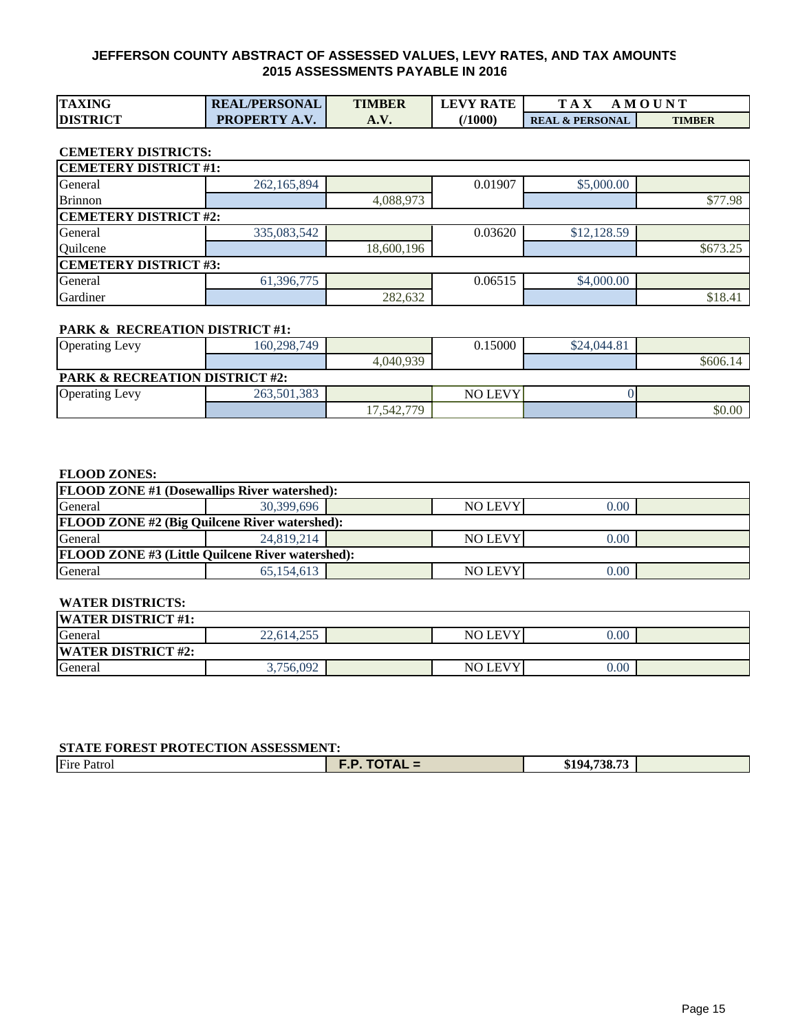## JEFFERSON COUNTY ABSTRACT OF ASSESSED VALUES, LEVY RATES, AND TAX AMOUNTS
## 2015 ASSESSMENTS PAYABLE IN 2016

| TAXING DISTRICT | REAL/PERSONAL PROPERTY A.V. | TIMBER A.V. | LEVY RATE (/1000) | TAX AMOUNT REAL & PERSONAL | TAX AMOUNT TIMBER |
|---|---|---|---|---|---|
| **CEMETERY DISTRICTS:** | | | | | |
| **CEMETERY DISTRICT #1:** | | | | | |
| General | 262,165,894 | | 0.01907 | $5,000.00 | |
| Brinnon | | 4,088,973 | | | $77.98 |
| **CEMETERY DISTRICT #2:** | | | | | |
| General | 335,083,542 | | 0.03620 | $12,128.59 | |
| Quilcene | | 18,600,196 | | | $673.25 |
| **CEMETERY DISTRICT #3:** | | | | | |
| General | 61,396,775 | | 0.06515 | $4,000.00 | |
| Gardiner | | 282,632 | | | $18.41 |
| **PARK & RECREATION DISTRICT #1:** | | | | | |
| Operating Levy | 160,298,749 | | 0.15000 | $24,044.81 | |
| | | 4,040,939 | | | $606.14 |
| **PARK & RECREATION DISTRICT #2:** | | | | | |
| Operating Levy | 263,501,383 | | NO LEVY | 0 | |
| | | 17,542,779 | | | $0.00 |
| **FLOOD ZONES:** | | | | | |
| **FLOOD ZONE #1 (Dosewallips River watershed):** | | | | | |
| General | 30,399,696 | | NO LEVY | 0.00 | |
| **FLOOD ZONE #2 (Big Quilcene River watershed):** | | | | | |
| General | 24,819,214 | | NO LEVY | 0.00 | |
| **FLOOD ZONE #3 (Little Quilcene River watershed):** | | | | | |
| General | 65,154,613 | | NO LEVY | 0.00 | |
| **WATER DISTRICTS:** | | | | | |
| **WATER DISTRICT #1:** | | | | | |
| General | 22,614,255 | | NO LEVY | 0.00 | |
| **WATER DISTRICT #2:** | | | | | |
| General | 3,756,092 | | NO LEVY | 0.00 | |
| **STATE FOREST PROTECTION ASSESSMENT:** | | | | | |
| Fire Patrol | | **F.P. TOTAL =** | | **$194,738.73** | |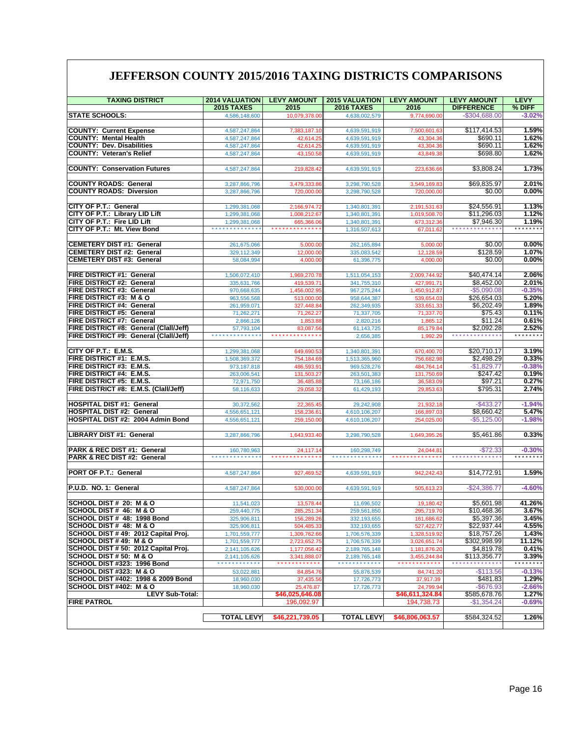# JEFFERSON COUNTY 2015/2016 TAXING DISTRICTS COMPARISONS

| TAXING DISTRICT | 2014 VALUATION 2015 TAXES | LEVY AMOUNT 2015 | 2015 VALUATION 2016 TAXES | LEVY AMOUNT 2016 | LEVY AMOUNT DIFFERENCE | LEVY % DIFF |
|---|---|---|---|---|---|---|
| **STATE SCHOOLS:** | 4,586,148,600 | 10,079,378.00 | 4,638,002,579 | 9,774,690.00 | -$304,688.00 | -3.02% |
| | | | | | | |
| **COUNTY: Current Expense** | 4,587,247,864 | 7,383,187.10 | 4,639,591,919 | 7,500,601.63 | $117,414.53 | 1.59% |
| **COUNTY: Mental Health** | 4,587,247,864 | 42,614.25 | 4,639,591,919 | 43,304.36 | $690.11 | 1.62% |
| **COUNTY: Dev. Disabilities** | 4,587,247,864 | 42,614.25 | 4,639,591,919 | 43,304.36 | $690.11 | 1.62% |
| **COUNTY: Veteran's Relief** | 4,587,247,864 | 43,150.58 | 4,639,591,919 | 43,849.38 | $698.80 | 1.62% |
| | | | | | | |
| **COUNTY: Conservation Futures** | 4,587,247,864 | 219,828.42 | 4,639,591,919 | 223,636.66 | $3,808.24 | 1.73% |
| | | | | | | |
| **COUNTY ROADS: General** | 3,287,866,796 | 3,479,333.86 | 3,298,790,528 | 3,549,169.83 | $69,835.97 | 2.01% |
| **COUNTY ROADS: Diversion** | 3,287,866,796 | 720,000.00 | 3,298,790,528 | 720,000.00 | $0.00 | 0.00% |
| | | | | | | |
| **CITY OF P.T.: General** | 1,299,381,068 | 2,166,974.72 | 1,340,801,391 | 2,191,531.63 | $24,556.91 | 1.13% |
| **CITY OF P.T.: Library LID Lift** | 1,299,381,068 | 1,008,212.67 | 1,340,801,391 | 1,019,508.70 | $11,296.03 | 1.12% |
| **CITY OF P.T.: Fire LID Lift** | 1,299,381,068 | 665,366.06 | 1,340,801,391 | 673,312.36 | $7,946.30 | 1.19% |
| **CITY OF P.T.: Mt. View Bond** | ************** | ************** | 1,316,507,613 | 67,011.62 | ************** | ******** |
| | | | | | | |
| **CEMETERY DIST #1: General** | 261,675,066 | 5,000.00 | 262,165,894 | 5,000.00 | $0.00 | 0.00% |
| **CEMETERY DIST #2: General** | 329,112,349 | 12,000.00 | 335,083,542 | 12,128.59 | $128.59 | 1.07% |
| **CEMETERY DIST #3: General** | 58,084,994 | 4,000.00 | 61,396,775 | 4,000.00 | $0.00 | 0.00% |
| | | | | | | |
| **FIRE DISTRICT #1: General** | 1,506,072,410 | 1,969,270.78 | 1,511,054,153 | 2,009,744.92 | $40,474.14 | 2.06% |
| **FIRE DISTRICT #2: General** | 335,631,766 | 419,539.71 | 341,755,310 | 427,991.71 | $8,452.00 | 2.01% |
| **FIRE DISTRICT #3: General** | 970,668,635 | 1,456,002.95 | 967,275,244 | 1,450,912.87 | -$5,090.08 | -0.35% |
| **FIRE DISTRICT #3: M & O** | 963,556,568 | 513,000.00 | 958,644,387 | 539,654.03 | $26,654.03 | 5.20% |
| **FIRE DISTRICT #4: General** | 261,959,071 | 327,448.84 | 262,349,935 | 333,651.33 | $6,202.49 | 1.89% |
| **FIRE DISTRICT #5: General** | 71,262,271 | 71,262.27 | 71,337,705 | 71,337.70 | $75.43 | 0.11% |
| **FIRE DISTRICT #7: General** | 2,866,126 | 1,853.88 | 2,820,216 | 1,865.12 | $11.24 | 0.61% |
| **FIRE DISTRICT #8: General (Clall/Jeff)** | 57,793,104 | 83,087.56 | 61,143,725 | 85,179.84 | $2,092.28 | 2.52% |
| **FIRE DISTRICT #9: General (Clall/Jeff)** | ************** | ************** | 2,656,385 | 1,992.29 | ************** | ******** |
| | | | | | | |
| **CITY OF P.T.: E.M.S.** | 1,299,381,068 | 649,690.53 | 1,340,801,391 | 670,400.70 | $20,710.17 | 3.19% |
| **FIRE DISTRICT #1: E.M.S.** | 1,508,369,372 | 754,184.69 | 1,513,365,960 | 756,682.98 | $2,498.29 | 0.33% |
| **FIRE DISTRICT #3: E.M.S.** | 973,187,818 | 486,593.91 | 969,528,276 | 484,764.14 | -$1,829.77 | -0.38% |
| **FIRE DISTRICT #4: E.M.S.** | 263,006,541 | 131,503.27 | 263,501,383 | 131,750.69 | $247.42 | 0.19% |
| **FIRE DISTRICT #5: E.M.S.** | 72,971,750 | 36,485.88 | 73,166,186 | 36,583.09 | $97.21 | 0.27% |
| **FIRE DISTRICT #8: E.M.S. (Clall/Jeff)** | 58,116,633 | 29,058.32 | 61,429,193 | 29,853.63 | $795.31 | 2.74% |
| | | | | | | |
| **HOSPITAL DIST #1: General** | 30,372,562 | 22,365.45 | 29,242,908 | 21,932.18 | -$433.27 | -1.94% |
| **HOSPITAL DIST #2: General** | 4,556,651,121 | 158,236.61 | 4,610,106,207 | 166,897.03 | $8,660.42 | 5.47% |
| **HOSPITAL DIST #2: 2004 Admin Bond** | 4,556,651,121 | 259,150.00 | 4,610,106,207 | 254,025.00 | -$5,125.00 | -1.98% |
| | | | | | | |
| **LIBRARY DIST #1: General** | 3,287,866,796 | 1,643,933.40 | 3,298,790,528 | 1,649,395.26 | $5,461.86 | 0.33% |
| | | | | | | |
| **PARK & REC DIST #1: General** | 160,780,963 | 24,117.14 | 160,298,749 | 24,044.81 | -$72.33 | -0.30% |
| **PARK & REC DIST #2: General** | ************** | ************** | ************** | ************** | ************** | ******** |
| | | | | | | |
| **PORT OF P.T.: General** | 4,587,247,864 | 927,469.52 | 4,639,591,919 | 942,242.43 | $14,772.91 | 1.59% |
| | | | | | | |
| **P.U.D. NO. 1: General** | 4,587,247,864 | 530,000.00 | 4,639,591,919 | 505,613.23 | -$24,386.77 | -4.60% |
| | | | | | | |
| **SCHOOL DIST # 20: M & O** | 11,541,023 | 13,578.44 | 11,696,502 | 19,180.42 | $5,601.98 | 41.26% |
| **SCHOOL DIST # 46: M & O** | 259,440,775 | 285,251.34 | 259,561,850 | 295,719.70 | $10,468.36 | 3.67% |
| **SCHOOL DIST # 48: 1998 Bond** | 325,906,811 | 156,289.26 | 332,193,655 | 161,686.62 | $5,397.36 | 3.45% |
| **SCHOOL DIST # 48: M & O** | 325,906,811 | 504,485.33 | 332,193,655 | 527,422.77 | $22,937.44 | 4.55% |
| **SCHOOL DIST # 49: 2012 Capital Proj.** | 1,701,559,777 | 1,309,762.66 | 1,706,576,339 | 1,328,519.92 | $18,757.26 | 1.43% |
| **SCHOOL DIST # 49: M & O** | 1,701,559,777 | 2,723,652.75 | 1,706,576,339 | 3,026,651.74 | $302,998.99 | 11.12% |
| **SCHOOL DIST # 50: 2012 Capital Proj.** | 2,141,105,626 | 1,177,056.42 | 2,189,765,148 | 1,181,876.20 | $4,819.78 | 0.41% |
| **SCHOOL DIST # 50: M & O** | 2,141,105,626 | 3,341,888.07 | 2,189,765,148 | 3,455,244.84 | $113,356.77 | 3.39% |
| **SCHOOL DIST #323: 1996 Bond** | ************ | ************ | ************ | ************ | ************** | ******** |
| **SCHOOL DIST #323: M & O** | 53,022,881 | 84,854.76 | 55,876,539 | 84,741.20 | -$113.56 | -0.13% |
| **SCHOOL DIST #402: 1998 & 2009 Bond** | 18,960,030 | 37,435.56 | 17,726,773 | 37,917.39 | $481.83 | 1.29% |
| **SCHOOL DIST #402: M & O** | 18,960,030 | 25,476.87 | 17,726,773 | 24,799.94 | -$676.93 | -2.66% |
| **LEVY Sub-Total:** | | **$46,025,646.08** | | **$46,611,324.84** | $585,678.76 | 1.27% |
| **FIRE PATROL** | | 196,092.97 | | 194,738.73 | -$1,354.24 | -0.69% |
| | | | | | | |
| | **TOTAL LEVY** | **$46,221,739.05** | **TOTAL LEVY** | **$46,806,063.57** | $584,324.52 | 1.26% |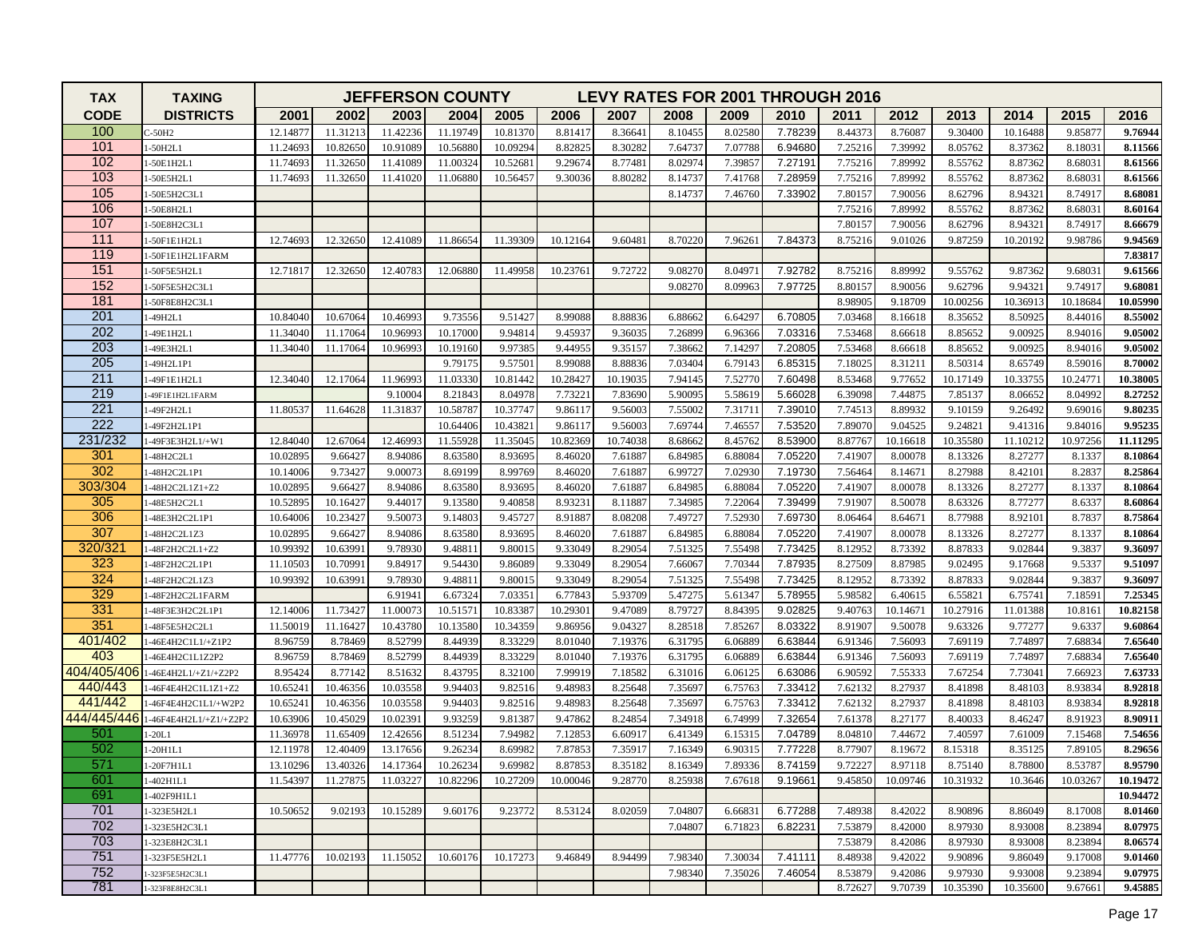| TAX CODE | TAXING DISTRICTS | 2001 | 2002 | 2003 | 2004 | 2005 | 2006 | 2007 | 2008 | 2009 | 2010 | 2011 | 2012 | 2013 | 2014 | 2015 | 2016 |
|---|---|---|---|---|---|---|---|---|---|---|---|---|---|---|---|---|---|
| | | JEFFERSON COUNTY | | | | | | LEVY RATES FOR 2001 THROUGH 2016 | | | | | | | | | |
| 100 | C-50H2 | 12.14877 | 11.31213 | 11.42236 | 11.19749 | 10.81370 | 8.81417 | 8.36641 | 8.10455 | 8.02580 | 7.78239 | 8.44373 | 8.76087 | 9.30400 | 10.16488 | 9.85877 | **9.76944** |
| 101 | 1-50H2L1 | 11.24693 | 10.82650 | 10.91089 | 10.56880 | 10.09294 | 8.82825 | 8.30282 | 7.64737 | 7.07788 | 6.94680 | 7.25216 | 7.39992 | 8.05762 | 8.37362 | 8.18031 | **8.11566** |
| 102 | 1-50E1H2L1 | 11.74693 | 11.32650 | 11.41089 | 11.00324 | 10.52681 | 9.29674 | 8.77481 | 8.02974 | 7.39857 | 7.27191 | 7.75216 | 7.89992 | 8.55762 | 8.87362 | 8.68031 | **8.61566** |
| 103 | 1-50E5H2L1 | 11.74693 | 11.32650 | 11.41020 | 11.06880 | 10.56457 | 9.30036 | 8.80282 | 8.14737 | 7.41768 | 7.28959 | 7.75216 | 7.89992 | 8.55762 | 8.87362 | 8.68031 | **8.61566** |
| 105 | 1-50E5H2C3L1 | | | | | | | | 8.14737 | 7.46760 | 7.33902 | 7.80157 | 7.90056 | 8.62796 | 8.94321 | 8.74917 | **8.68081** |
| 106 | 1-50E8H2L1 | | | | | | | | | | | 7.75216 | 7.89992 | 8.55762 | 8.87362 | 8.68031 | **8.60164** |
| 107 | 1-50E8H2C3L1 | | | | | | | | | | | 7.80157 | 7.90056 | 8.62796 | 8.94321 | 8.74917 | **8.66679** |
| 111 | 1-50F1E1H2L1 | 12.74693 | 12.32650 | 12.41089 | 11.86654 | 11.39309 | 10.12164 | 9.60481 | 8.70220 | 7.96261 | 7.84373 | 8.75216 | 9.01026 | 9.87259 | 10.20192 | 9.98786 | **9.94569** |
| 119 | 1-50F1E1H2L1FARM | | | | | | | | | | | | | | | | **7.83817** |
| 151 | 1-50F5E5H2L1 | 12.71817 | 12.32650 | 12.40783 | 12.06880 | 11.49958 | 10.23761 | 9.72722 | 9.08270 | 8.04971 | 7.92782 | 8.75216 | 8.89992 | 9.55762 | 9.87362 | 9.68031 | **9.61566** |
| 152 | 1-50F5E5H2C3L1 | | | | | | | | 9.08270 | 8.09963 | 7.97725 | 8.80157 | 8.90056 | 9.62796 | 9.94321 | 9.74917 | **9.68081** |
| 181 | 1-50F8E8H2C3L1 | | | | | | | | | | | 8.98905 | 9.18709 | 10.00256 | 10.36913 | 10.18684 | **10.05990** |
| 201 | 1-49H2L1 | 10.84040 | 10.67064 | 10.46993 | 9.73556 | 9.51427 | 8.99088 | 8.88836 | 6.88662 | 6.64297 | 6.70805 | 7.03468 | 8.16618 | 8.35652 | 8.50925 | 8.44016 | **8.35002** |
| 202 | 1-49E1H2L1 | 11.34040 | 11.17064 | 10.96993 | 10.17000 | 9.94814 | 9.45937 | 9.36035 | 7.26899 | 6.96366 | 7.03316 | 7.53468 | 8.66618 | 8.85652 | 9.00925 | 8.94016 | **9.05002** |
| 203 | 1-49E3H2L1 | 11.34040 | 11.17064 | 10.96993 | 10.19160 | 9.97385 | 9.44955 | 9.35157 | 7.38662 | 7.14297 | 7.20805 | 7.53468 | 8.66618 | 8.85652 | 9.00925 | 8.94016 | **9.05002** |
| 205 | 1-49H2L1P1 | | | | 9.79175 | 9.57501 | 8.99088 | 8.88836 | 7.03404 | 6.79143 | 6.85315 | 7.18025 | 8.31211 | 8.50314 | 8.65749 | 8.59016 | **8.70002** |
| 211 | 1-49F1E1H2L1 | 12.34040 | 12.17064 | 11.96993 | 11.03330 | 10.81442 | 10.28427 | 10.19035 | 7.94145 | 7.52770 | 7.60498 | 8.53468 | 9.77652 | 10.17149 | 10.33755 | 10.24771 | **10.38005** |
| 219 | 1-49F1E1H2L1FARM | | | 9.10004 | 8.21843 | 8.04978 | 7.73221 | 7.83690 | 5.90095 | 5.58619 | 5.66028 | 6.39098 | 7.44875 | 7.85137 | 8.06652 | 8.04992 | **8.27252** |
| 221 | 1-49F2H2L1 | 11.80537 | 11.64628 | 11.31837 | 10.58787 | 10.37747 | 9.86117 | 9.56003 | 7.55002 | 7.31711 | 7.39010 | 7.74513 | 8.89932 | 9.10159 | 9.26492 | 9.69016 | **9.80235** |
| 222 | 1-49F2H2L1P1 | | | | 10.64406 | 10.43821 | 9.86117 | 9.56003 | 7.69744 | 7.46557 | 7.53520 | 7.89070 | 9.04525 | 9.24821 | 9.41316 | 9.84016 | **9.95235** |
| 231/232 | 1-49F3E3H2L1/+W1 | 12.84040 | 12.67064 | 12.46993 | 11.55928 | 11.35045 | 10.82369 | 10.74038 | 8.68662 | 8.45762 | 8.53900 | 8.87767 | 10.16618 | 10.35580 | 11.10212 | 10.97256 | **11.11295** |
| 301 | 1-48H2C2L1 | 10.02895 | 9.66427 | 8.94086 | 8.63580 | 8.93695 | 8.46020 | 7.61887 | 6.84985 | 6.88084 | 7.05220 | 7.41907 | 8.00078 | 8.13326 | 8.27277 | 8.1337 | **8.10864** |
| 302 | 1-48H2C2L1P1 | 10.14006 | 9.73427 | 9.00073 | 8.69199 | 8.99769 | 8.46020 | 7.61887 | 6.99727 | 7.02930 | 7.19730 | 7.56464 | 8.14671 | 8.27988 | 8.42101 | 8.2837 | **8.25864** |
| 303/304 | 1-48H2C2L1Z1+Z2 | 10.02895 | 9.66427 | 8.94086 | 8.63580 | 8.93695 | 8.46020 | 7.61887 | 6.84985 | 6.88084 | 7.05220 | 7.41907 | 8.00078 | 8.13326 | 8.27277 | 8.1337 | **8.10864** |
| 305 | 1-48E5H2C2L1 | 10.52895 | 10.16427 | 9.44017 | 9.13580 | 9.40858 | 8.93231 | 8.11887 | 7.34985 | 7.22064 | 7.39499 | 7.91907 | 8.50078 | 8.63326 | 8.77277 | 8.6337 | **8.60864** |
| 306 | 1-48E3H2C2L1P1 | 10.64006 | 10.23427 | 9.50073 | 9.14803 | 9.45727 | 8.91887 | 8.08208 | 7.49727 | 7.52930 | 7.69730 | 8.06464 | 8.64671 | 8.77988 | 8.92101 | 8.7837 | **8.75864** |
| 307 | 1-48H2C2L1Z3 | 10.02895 | 9.66427 | 8.94086 | 8.63580 | 8.93695 | 8.46020 | 7.61887 | 6.84985 | 6.88084 | 7.05220 | 7.41907 | 8.00078 | 8.13326 | 8.27277 | 8.1337 | **8.10864** |
| 320/321 | 1-48F2H2C2L1+Z2 | 10.99392 | 10.63991 | 9.78930 | 9.48811 | 9.80015 | 9.33049 | 8.29054 | 7.51325 | 7.55498 | 7.73425 | 8.12952 | 8.73392 | 8.87833 | 9.02844 | 9.3837 | **9.36097** |
| 323 | 1-48F2H2C2L1P1 | 11.10503 | 10.70991 | 9.84917 | 9.54430 | 9.86089 | 9.33049 | 8.29054 | 7.66067 | 7.70344 | 7.87935 | 8.27509 | 8.87985 | 9.02495 | 9.17668 | 9.5337 | **9.51097** |
| 324 | 1-48F2H2C2L1Z3 | 10.99392 | 10.63991 | 9.78930 | 9.48811 | 9.80015 | 9.33049 | 8.29054 | 7.51325 | 7.55498 | 7.73425 | 8.12952 | 8.73392 | 8.87833 | 9.02844 | 9.3837 | **9.36097** |
| 329 | 1-48F2H2C2L1FARM | | | 6.91941 | 6.67324 | 7.03351 | 6.77843 | 5.93709 | 5.47275 | 5.61347 | 5.78955 | 5.98582 | 6.40615 | 6.55821 | 6.75741 | 7.18591 | **7.25345** |
| 331 | 1-48F3E3H2C2L1P1 | 12.14006 | 11.73427 | 11.00073 | 10.51571 | 10.83387 | 10.29301 | 9.47089 | 8.79727 | 8.84395 | 9.02825 | 9.40763 | 10.14671 | 10.27916 | 11.01388 | 10.8161 | **10.82158** |
| 351 | 1-48F5E5H2C2L1 | 11.50019 | 11.16427 | 10.43780 | 10.13580 | 10.34359 | 9.86956 | 9.04327 | 8.28518 | 7.85267 | 8.03322 | 8.91907 | 9.50078 | 9.63326 | 9.77277 | 9.6337 | **9.60864** |
| 401/402 | 1-46E4H2C1L1/+Z1P2 | 8.96759 | 8.78469 | 8.52799 | 8.44939 | 8.33229 | 8.01040 | 7.19376 | 6.31795 | 6.06889 | 6.63844 | 6.91346 | 7.56093 | 7.69119 | 7.74897 | 7.68834 | **7.65640** |
| 403 | 1-46E4H2C1L1Z2P2 | 8.96759 | 8.78469 | 8.52799 | 8.44939 | 8.33229 | 8.01040 | 7.19376 | 6.31795 | 6.06889 | 6.63844 | 6.91346 | 7.56093 | 7.69119 | 7.74897 | 7.68834 | **7.65640** |
| 404/405/406 | 1-46E4H2L1/+Z1/+Z2P2 | 8.95424 | 8.77142 | 8.51632 | 8.43795 | 8.32100 | 7.99919 | 7.18582 | 6.31016 | 6.06125 | 6.63086 | 6.90592 | 7.55333 | 7.67254 | 7.73041 | 7.66923 | **7.63733** |
| 440/443 | 1-46F4E4H2C1L1Z1+Z2 | 10.65241 | 10.46356 | 10.03558 | 9.94403 | 9.82516 | 9.48983 | 8.25648 | 7.35697 | 6.75763 | 7.33412 | 7.62132 | 8.27937 | 8.41898 | 8.48103 | 8.93834 | **8.92818** |
| 441/442 | 1-46F4E4H2C1L1/+W2P2 | 10.65241 | 10.46356 | 10.03558 | 9.94403 | 9.82516 | 9.48983 | 8.25648 | 7.35697 | 6.75763 | 7.33412 | 7.62132 | 8.27937 | 8.41898 | 8.48103 | 8.93834 | **8.92818** |
| 444/445/446 | 1-46F4E4H2L1/+Z1/+Z2P2 | 10.63906 | 10.45029 | 10.02391 | 9.93259 | 9.81387 | 9.47862 | 8.24854 | 7.34918 | 6.74999 | 7.32654 | 7.61378 | 8.27177 | 8.40033 | 8.46247 | 8.91923 | **8.90911** |
| 501 | 1-20L1 | 11.36978 | 11.65409 | 12.42656 | 8.51234 | 7.94982 | 7.12853 | 6.60917 | 6.41349 | 6.15315 | 7.04789 | 8.04810 | 7.44672 | 7.40597 | 7.61009 | 7.15468 | **7.54656** |
| 502 | 1-20H1L1 | 12.11978 | 12.40409 | 13.17656 | 9.26234 | 8.69982 | 7.87853 | 7.35917 | 7.16349 | 6.90315 | 7.77228 | 8.77907 | 8.19672 | 8.15318 | 8.35125 | 7.89105 | **8.29656** |
| 571 | 1-20F7H1L1 | 13.10296 | 13.40326 | 14.17364 | 10.26234 | 9.69982 | 8.87853 | 8.35182 | 8.16349 | 7.89336 | 8.74159 | 9.72227 | 8.97118 | 8.75140 | 8.78800 | 8.53787 | **8.95790** |
| 601 | 1-402H1L1 | 11.54397 | 11.27875 | 11.03227 | 10.82296 | 10.27209 | 10.00046 | 9.28770 | 8.25938 | 7.67618 | 9.19661 | 9.45850 | 10.09746 | 10.31932 | 10.3646 | 10.03267 | **10.19472** |
| 691 | 1-402F9H1L1 | | | | | | | | | | | | | | | | **10.94472** |
| 701 | 1-323E5H2L1 | 10.50652 | 9.02193 | 10.15289 | 9.60176 | 9.23772 | 8.53124 | 8.02059 | 7.04807 | 6.66831 | 6.77288 | 7.48938 | 8.42022 | 8.90896 | 8.86049 | 8.17008 | **8.01460** |
| 702 | 1-323E5H2C3L1 | | | | | | | | 7.04807 | 6.71823 | 6.82231 | 7.53879 | 8.42000 | 8.97930 | 8.93008 | 8.23894 | **8.07975** |
| 703 | 1-323E8H2C3L1 | | | | | | | | | | | 7.53879 | 8.42086 | 8.97930 | 8.93008 | 8.23894 | **8.06574** |
| 751 | 1-323F5E5H2L1 | 11.47776 | 10.02193 | 11.15052 | 10.60176 | 10.17273 | 9.46849 | 8.94499 | 7.98340 | 7.30034 | 7.41111 | 8.48938 | 9.42022 | 9.90896 | 9.86049 | 9.17008 | **9.01460** |
| 752 | 1-323F5E5H2C3L1 | | | | | | | | 7.98340 | 7.35026 | 7.46054 | 8.53879 | 9.42086 | 9.97930 | 9.93008 | 9.23894 | **9.07975** |
| 781 | 1-323F8E8H2C3L1 | | | | | | | | | | | 8.72627 | 9.70739 | 10.35390 | 10.35600 | 9.67661 | **9.45885** |